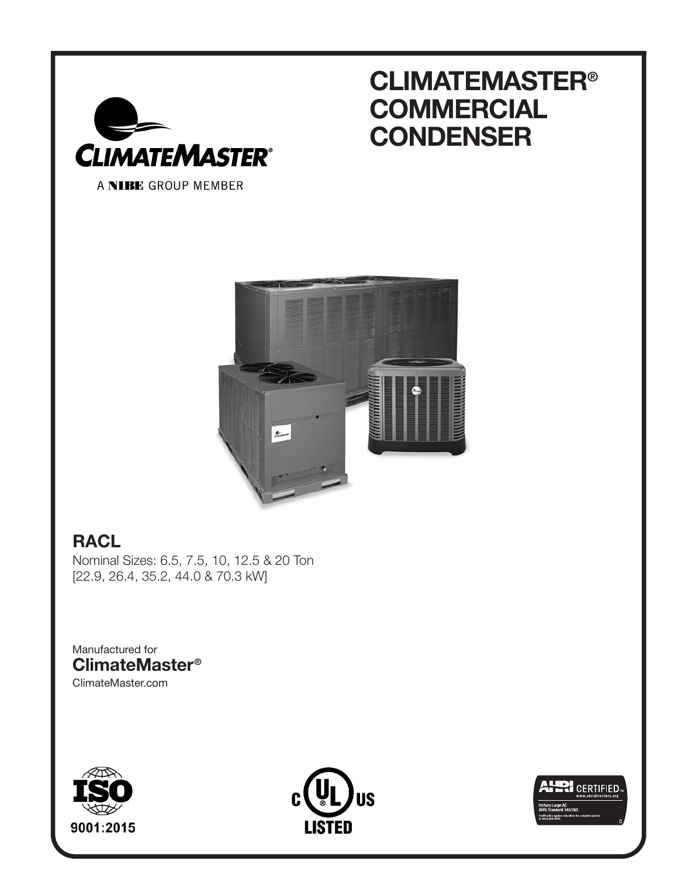ClimateMaster®

A NIBE GROUP MEMBER

# CLIMATEMASTER® COMMERCIAL CONDENSER

## RACL

Nominal Sizes: 6.5, 7.5, 10, 12.5 & 20 Ton
[22.9, 26.4, 35.2, 44.0 & 70.3 kW]

Manufactured for
**ClimateMaster®**
ClimateMaster.com

ISO 9001:2015

c UL us LISTED

AHRI CERTIFIED™ www.ahridirectory.org
Unitary Large AC
AHRI Standard 340/360
Certification applies only when the complete system is listed with AHRI.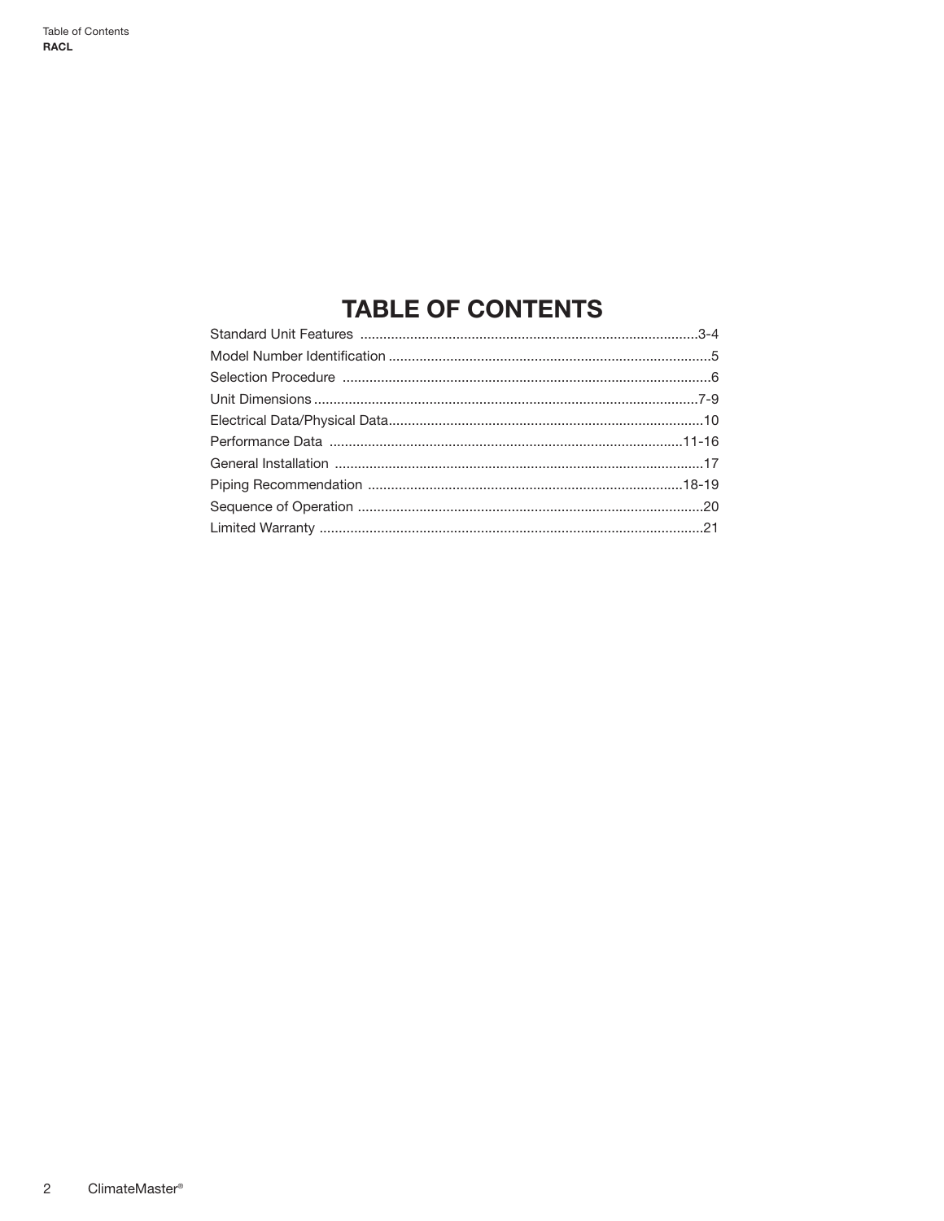# TABLE OF CONTENTS

| Section | Page |
| --- | --- |
| Standard Unit Features | 3-4 |
| Model Number Identification | 5 |
| Selection Procedure | 6 |
| Unit Dimensions | 7-9 |
| Electrical Data/Physical Data | 10 |
| Performance Data | 11-16 |
| General Installation | 17 |
| Piping Recommendation | 18-19 |
| Sequence of Operation | 20 |
| Limited Warranty | 21 |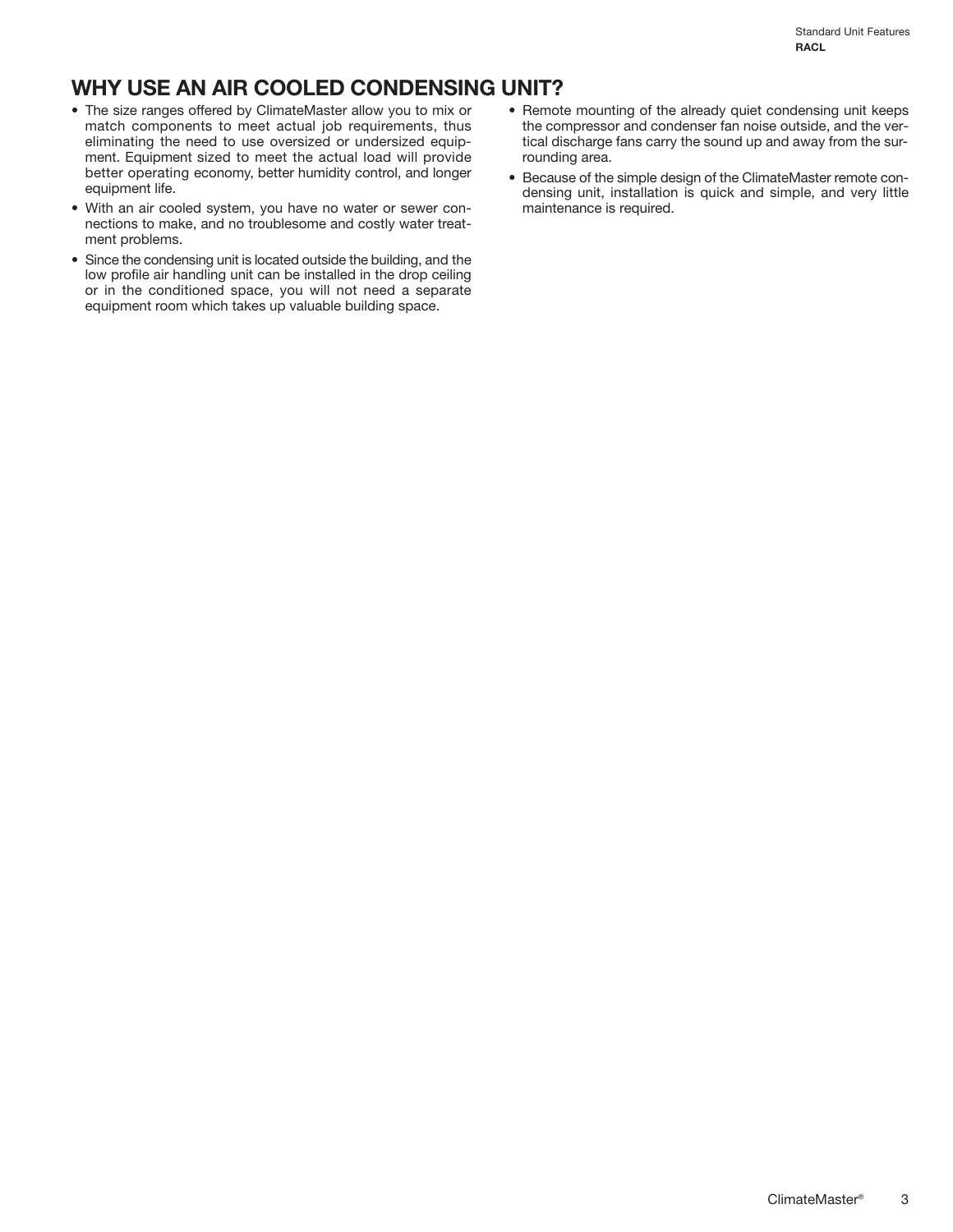## WHY USE AN AIR COOLED CONDENSING UNIT?

- The size ranges offered by ClimateMaster allow you to mix or match components to meet actual job requirements, thus eliminating the need to use oversized or undersized equipment. Equipment sized to meet the actual load will provide better operating economy, better humidity control, and longer equipment life.
- With an air cooled system, you have no water or sewer connections to make, and no troublesome and costly water treatment problems.
- Since the condensing unit is located outside the building, and the low profile air handling unit can be installed in the drop ceiling or in the conditioned space, you will not need a separate equipment room which takes up valuable building space.
- Remote mounting of the already quiet condensing unit keeps the compressor and condenser fan noise outside, and the vertical discharge fans carry the sound up and away from the surrounding area.
- Because of the simple design of the ClimateMaster remote condensing unit, installation is quick and simple, and very little maintenance is required.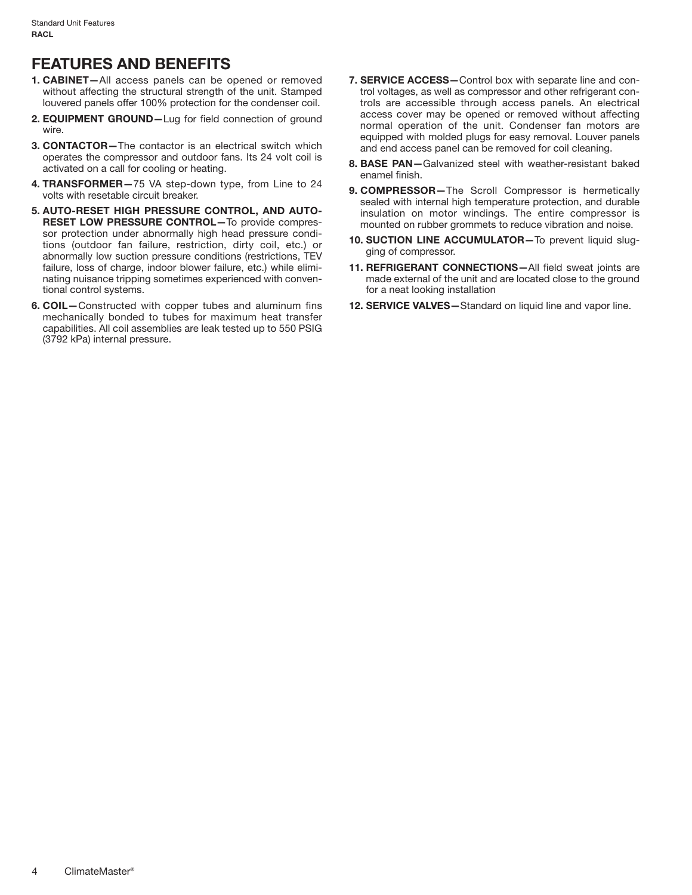# FEATURES AND BENEFITS

1. **CABINET—**All access panels can be opened or removed without affecting the structural strength of the unit. Stamped louvered panels offer 100% protection for the condenser coil.
2. **EQUIPMENT GROUND—**Lug for field connection of ground wire.
3. **CONTACTOR—**The contactor is an electrical switch which operates the compressor and outdoor fans. Its 24 volt coil is activated on a call for cooling or heating.
4. **TRANSFORMER—**75 VA step-down type, from Line to 24 volts with resetable circuit breaker.
5. **AUTO-RESET HIGH PRESSURE CONTROL, AND AUTO-RESET LOW PRESSURE CONTROL—**To provide compressor protection under abnormally high head pressure conditions (outdoor fan failure, restriction, dirty coil, etc.) or abnormally low suction pressure conditions (restrictions, TEV failure, loss of charge, indoor blower failure, etc.) while eliminating nuisance tripping sometimes experienced with conventional control systems.
6. **COIL—**Constructed with copper tubes and aluminum fins mechanically bonded to tubes for maximum heat transfer capabilities. All coil assemblies are leak tested up to 550 PSIG (3792 kPa) internal pressure.
7. **SERVICE ACCESS—**Control box with separate line and control voltages, as well as compressor and other refrigerant controls are accessible through access panels. An electrical access cover may be opened or removed without affecting normal operation of the unit. Condenser fan motors are equipped with molded plugs for easy removal. Louver panels and end access panel can be removed for coil cleaning.
8. **BASE PAN—**Galvanized steel with weather-resistant baked enamel finish.
9. **COMPRESSOR—**The Scroll Compressor is hermetically sealed with internal high temperature protection, and durable insulation on motor windings. The entire compressor is mounted on rubber grommets to reduce vibration and noise.
10. **SUCTION LINE ACCUMULATOR—**To prevent liquid slugging of compressor.
11. **REFRIGERANT CONNECTIONS—**All field sweat joints are made external of the unit and are located close to the ground for a neat looking installation
12. **SERVICE VALVES—**Standard on liquid line and vapor line.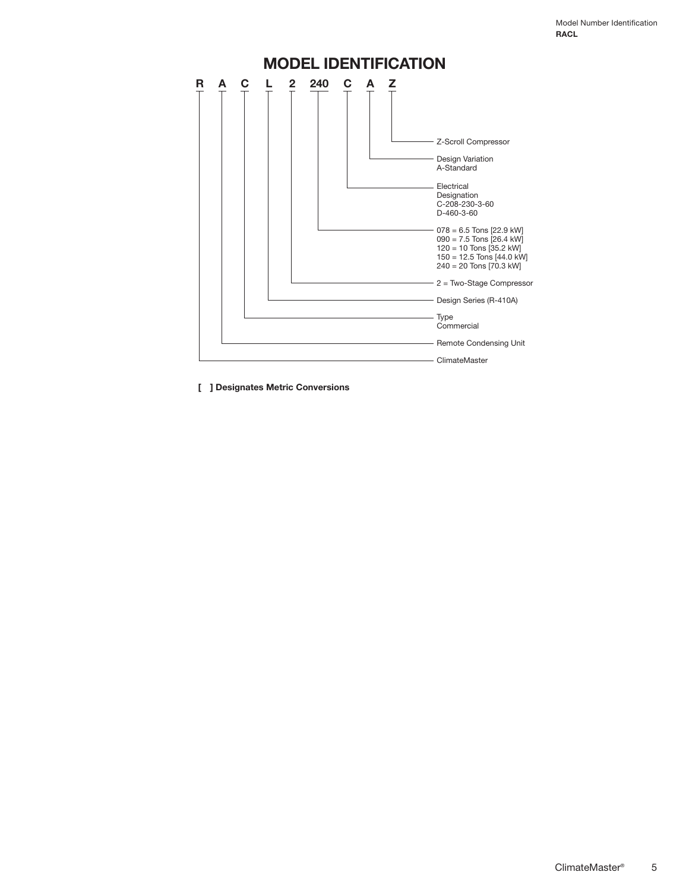# MODEL IDENTIFICATION

**R A C L 2 240 C A Z**

| Position | Code | Description |
|---|---|---|
| 1 | R | ClimateMaster |
| 2 | A | Remote Condensing Unit |
| 3 | C | Type Commercial |
| 4 | L | Design Series (R-410A) |
| 5 | 2 | 2 = Two-Stage Compressor |
| 6-8 | 240 | 078 = 6.5 Tons [22.9 kW]<br>090 = 7.5 Tons [26.4 kW]<br>120 = 10 Tons [35.2 kW]<br>150 = 12.5 Tons [44.0 kW]<br>240 = 20 Tons [70.3 kW] |
| 9 | C | Electrical Designation<br>C-208-230-3-60<br>D-460-3-60 |
| 10 | A | Design Variation<br>A-Standard |
| 11 | Z | Z-Scroll Compressor |

**[ ] Designates Metric Conversions**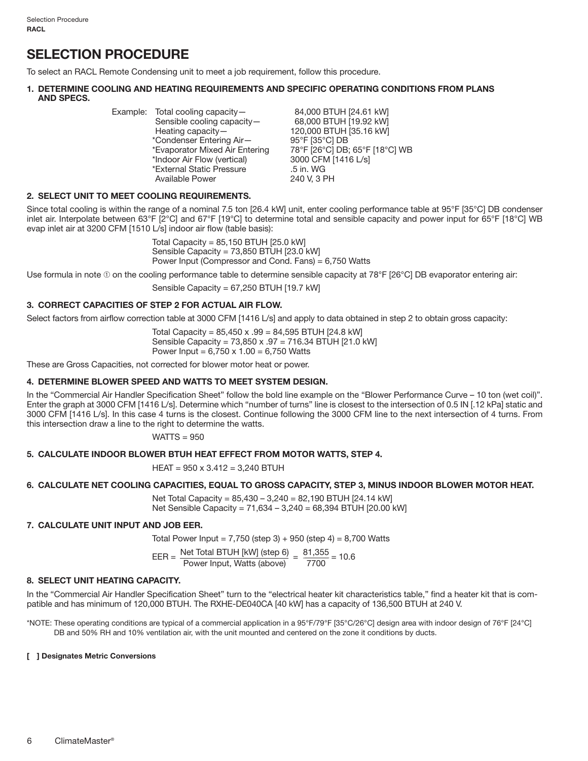# SELECTION PROCEDURE

To select an RACL Remote Condensing unit to meet a job requirement, follow this procedure.

**1. DETERMINE COOLING AND HEATING REQUIREMENTS AND SPECIFIC OPERATING CONDITIONS FROM PLANS AND SPECS.**

| Example: | | |
|---|---|---|
| | Total cooling capacity— | 84,000 BTUH [24.61 kW] |
| | Sensible cooling capacity— | 68,000 BTUH [19.92 kW] |
| | Heating capacity— | 120,000 BTUH [35.16 kW] |
| | *Condenser Entering Air— | 95°F [35°C] DB |
| | *Evaporator Mixed Air Entering | 78°F [26°C] DB; 65°F [18°C] WB |
| | *Indoor Air Flow (vertical) | 3000 CFM [1416 L/s] |
| | *External Static Pressure | .5 in. WG |
| | Available Power | 240 V, 3 PH |

**2. SELECT UNIT TO MEET COOLING REQUIREMENTS.**

Since total cooling is within the range of a nominal 7.5 ton [26.4 kW] unit, enter cooling performance table at 95°F [35°C] DB condenser inlet air. Interpolate between 63°F [2°C] and 67°F [19°C] to determine total and sensible capacity and power input for 65°F [18°C] WB evap inlet air at 3200 CFM [1510 L/s] indoor air flow (table basis):

Total Capacity = 85,150 BTUH [25.0 kW]
Sensible Capacity = 73,850 BTUH [23.0 kW]
Power Input (Compressor and Cond. Fans) = 6,750 Watts

Use formula in note ① on the cooling performance table to determine sensible capacity at 78°F [26°C] DB evaporator entering air:

Sensible Capacity = 67,250 BTUH [19.7 kW]

**3. CORRECT CAPACITIES OF STEP 2 FOR ACTUAL AIR FLOW.**

Select factors from airflow correction table at 3000 CFM [1416 L/s] and apply to data obtained in step 2 to obtain gross capacity:

Total Capacity = 85,450 x .99 = 84,595 BTUH [24.8 kW]
Sensible Capacity = 73,850 x .97 = 716.34 BTUH [21.0 kW]
Power Input = 6,750 x 1.00 = 6,750 Watts

These are Gross Capacities, not corrected for blower motor heat or power.

**4. DETERMINE BLOWER SPEED AND WATTS TO MEET SYSTEM DESIGN.**

In the "Commercial Air Handler Specification Sheet" follow the bold line example on the "Blower Performance Curve – 10 ton (wet coil)". Enter the graph at 3000 CFM [1416 L/s]. Determine which "number of turns" line is closest to the intersection of 0.5 IN [.12 kPa] static and 3000 CFM [1416 L/s]. In this case 4 turns is the closest. Continue following the 3000 CFM line to the next intersection of 4 turns. From this intersection draw a line to the right to determine the watts.

WATTS = 950

**5. CALCULATE INDOOR BLOWER BTUH HEAT EFFECT FROM MOTOR WATTS, STEP 4.**

HEAT = 950 x 3.412 = 3,240 BTUH

**6. CALCULATE NET COOLING CAPACITIES, EQUAL TO GROSS CAPACITY, STEP 3, MINUS INDOOR BLOWER MOTOR HEAT.**

Net Total Capacity = 85,430 – 3,240 = 82,190 BTUH [24.14 kW]
Net Sensible Capacity = 71,634 – 3,240 = 68,394 BTUH [20.00 kW]

**7. CALCULATE UNIT INPUT AND JOB EER.**

Total Power Input = 7,750 (step 3) + 950 (step 4) = 8,700 Watts

$$EER = \frac{\text{Net Total BTUH [kW] (step 6)}}{\text{Power Input, Watts (above)}} = \frac{81{,}355}{7700} = 10.6$$

**8. SELECT UNIT HEATING CAPACITY.**

In the "Commercial Air Handler Specification Sheet" turn to the "electrical heater kit characteristics table," find a heater kit that is compatible and has minimum of 120,000 BTUH. The RXHE-DE040CA [40 kW] has a capacity of 136,500 BTUH at 240 V.

*NOTE: These operating conditions are typical of a commercial application in a 95°F/79°F [35°C/26°C] design area with indoor design of 76°F [24°C] DB and 50% RH and 10% ventilation air, with the unit mounted and centered on the zone it conditions by ducts.

**[ ] Designates Metric Conversions**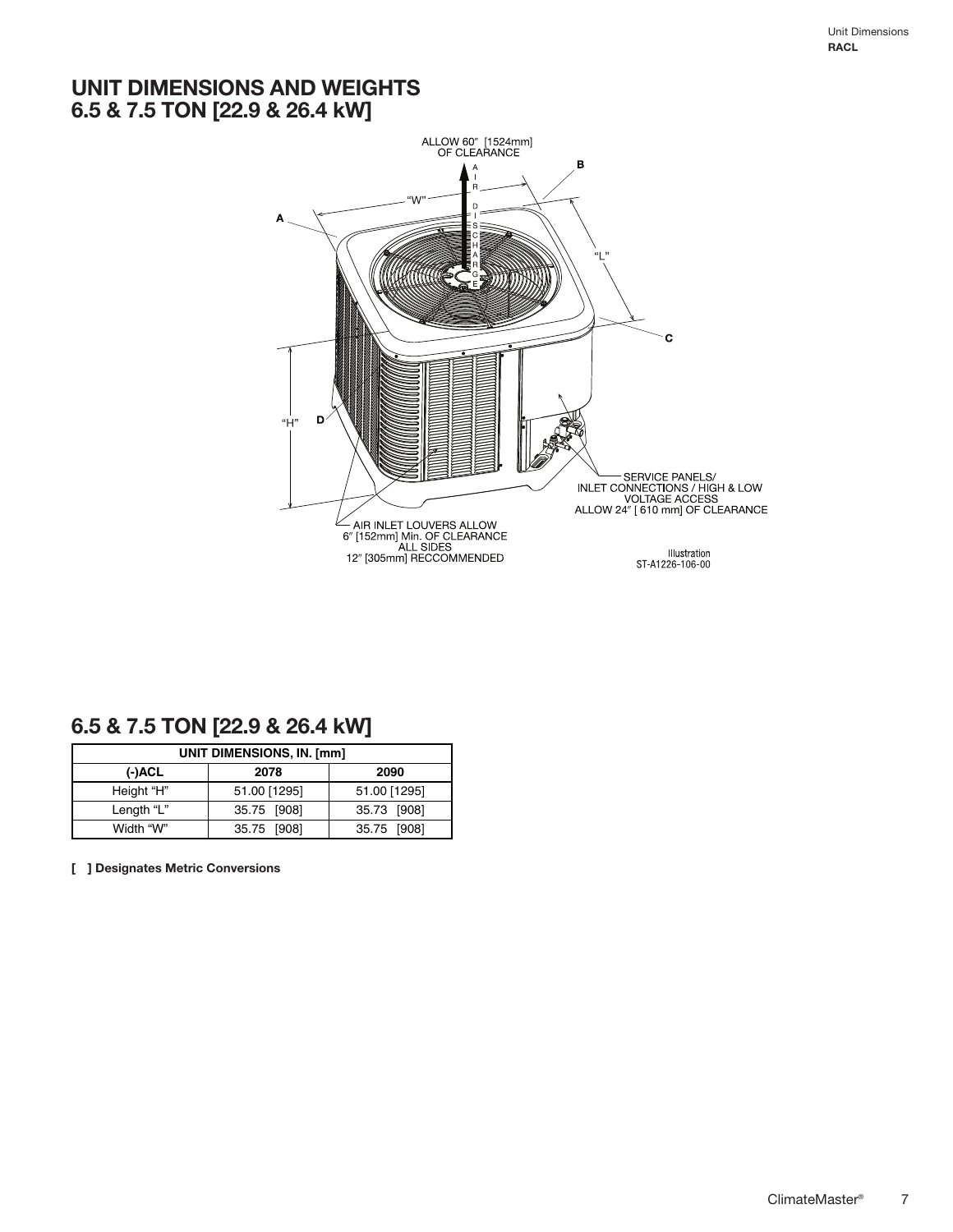# UNIT DIMENSIONS AND WEIGHTS
# 6.5 & 7.5 TON [22.9 & 26.4 kW]

ALLOW 60" [1524mm] OF CLEARANCE

AIR DISCHARGE

SERVICE PANELS/ INLET CONNECTIONS / HIGH & LOW VOLTAGE ACCESS ALLOW 24" [ 610 mm] OF CLEARANCE

AIR INLET LOUVERS ALLOW 6" [152mm] Min. OF CLEARANCE ALL SIDES 12" [305mm] RECCOMMENDED

Illustration ST-A1226-106-00

## 6.5 & 7.5 TON [22.9 & 26.4 kW]

| UNIT DIMENSIONS, IN. [mm] | | |
|---|---|---|
| **(-)ACL** | **2078** | **2090** |
| Height "H" | 51.00 [1295] | 51.00 [1295] |
| Length "L" | 35.75 [908] | 35.73 [908] |
| Width "W" | 35.75 [908] | 35.75 [908] |

**[ ] Designates Metric Conversions**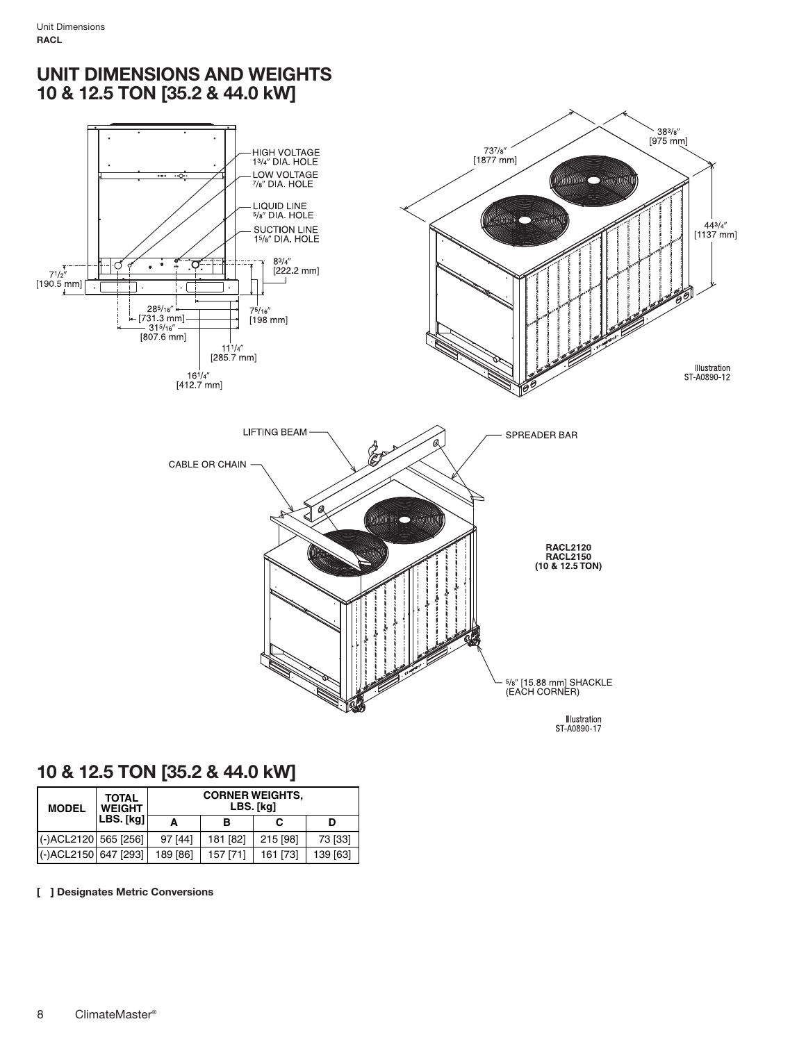# UNIT DIMENSIONS AND WEIGHTS 10 & 12.5 TON [35.2 & 44.0 kW]

HIGH VOLTAGE 1³/₄″ DIA. HOLE

LOW VOLTAGE ⁷/₈″ DIA. HOLE

LIQUID LINE ⁵/₈″ DIA. HOLE

SUCTION LINE 1⁵/₈″ DIA. HOLE

7¹/₂″ [190.5 mm]

8³/₄″ [222.2 mm]

28⁵/₁₆″ [731.3 mm]

31⁵/₁₆″ [807.6 mm]

7⁵/₁₆″ [198 mm]

11¹/₄″ [285.7 mm]

16¹/₄″ [412.7 mm]

73⁷/₈″ [1877 mm]

38³/₈″ [975 mm]

44³/₄″ [1137 mm]

Illustration ST-A0890-12

LIFTING BEAM

SPREADER BAR

CABLE OR CHAIN

RACL2120
RACL2150
(10 & 12.5 TON)

⁵/₈″ [15.88 mm] SHACKLE (EACH CORNER)

Illustration ST-A0890-17

## 10 & 12.5 TON [35.2 & 44.0 kW]

| MODEL | TOTAL WEIGHT LBS. [kg] | CORNER WEIGHTS, LBS. [kg] | | | |
|---|---|---|---|---|---|
| | | A | B | C | D |
| (-)ACL2120 | 565 [256] | 97 [44] | 181 [82] | 215 [98] | 73 [33] |
| (-)ACL2150 | 647 [293] | 189 [86] | 157 [71] | 161 [73] | 139 [63] |

**[ ] Designates Metric Conversions**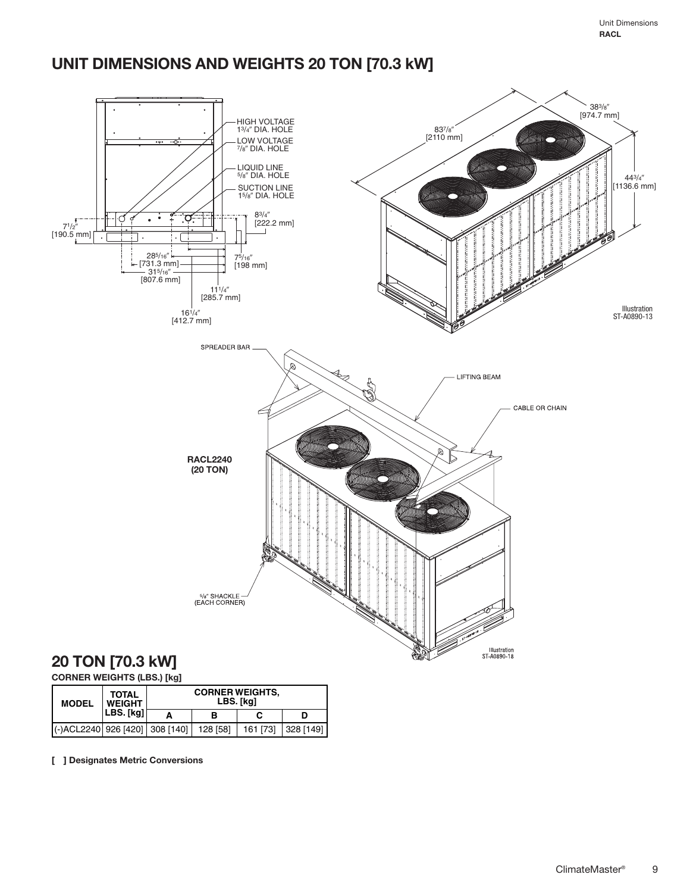# UNIT DIMENSIONS AND WEIGHTS 20 TON [70.3 kW]

HIGH VOLTAGE 1 3/4″ DIA. HOLE

LOW VOLTAGE 7/8″ DIA. HOLE

LIQUID LINE 5/8″ DIA. HOLE

SUCTION LINE 1 5/8″ DIA. HOLE

7 1/2″ [190.5 mm]

8 3/4″ [222.2 mm]

28 5/16″ [731.3 mm]

31 5/16″ [807.6 mm]

7 5/16″ [198 mm]

11 1/4″ [285.7 mm]

16 1/4″ [412.7 mm]

83 7/8″ [2110 mm]

38 3/8″ [974.7 mm]

44 3/4″ [1136.6 mm]

Illustration ST-A0890-13

SPREADER BAR

LIFTING BEAM

CABLE OR CHAIN

RACL2240 (20 TON)

5/8″ SHACKLE (EACH CORNER)

Illustration ST-A0890-18

## 20 TON [70.3 kW]

**CORNER WEIGHTS (LBS.) [kg]**

| MODEL | TOTAL WEIGHT LBS. [kg] | CORNER WEIGHTS, LBS. [kg] | | | |
|---|---|---|---|---|---|
| | | A | B | C | D |
| (-)ACL2240 | 926 [420] | 308 [140] | 128 [58] | 161 [73] | 328 [149] |

**[ ] Designates Metric Conversions**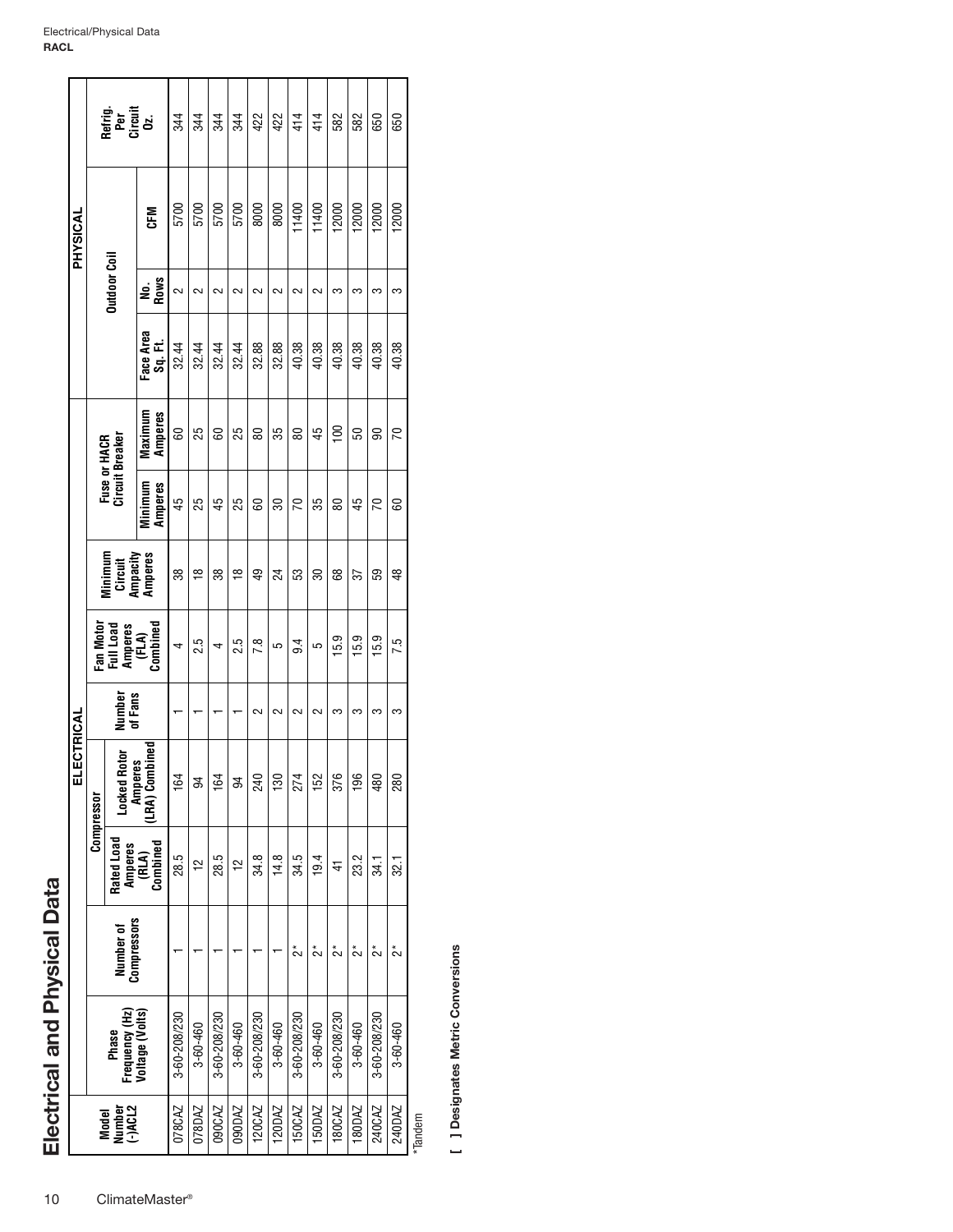# Electrical and Physical Data

| Model Number (-)ACL2 | Phase Frequency (Hz) Voltage (Volts) | ELECTRICAL | | | | | | | | PHYSICAL | | | |
|---|---|---|---|---|---|---|---|---|---|---|---|---|---|
| | | Number of Compressors | Compressor | | Number of Fans | Fan Motor Full Load Amperes (FLA) Combined | Minimum Circuit Ampacity Amperes | Fuse or HACR Circuit Breaker | | Outdoor Coil | | | Refrig. Per Circuit Oz. |
| | | | Rated Load Amperes (RLA) Combined | Locked Rotor Amperes (LRA) Combined | | | | Minimum Amperes | Maximum Amperes | Face Area Sq. Ft. | No. Rows | CFM | |
| 078CAZ | 3-60-208/230 | 1 | 28.5 | 164 | 1 | 4 | 38 | 45 | 60 | 32.44 | 2 | 5700 | 344 |
| 078DAZ | 3-60-460 | 1 | 12 | 94 | 1 | 2.5 | 18 | 25 | 25 | 32.44 | 2 | 5700 | 344 |
| 090CAZ | 3-60-208/230 | 1 | 28.5 | 164 | 1 | 4 | 38 | 45 | 60 | 32.44 | 2 | 5700 | 344 |
| 090DAZ | 3-60-460 | 1 | 12 | 94 | 1 | 2.5 | 18 | 25 | 25 | 32.44 | 2 | 5700 | 344 |
| 120CAZ | 3-60-208/230 | 1 | 34.8 | 240 | 2 | 7.8 | 49 | 60 | 80 | 32.88 | 2 | 8000 | 422 |
| 120DAZ | 3-60-460 | 1 | 14.8 | 130 | 2 | 5 | 24 | 30 | 35 | 32.88 | 2 | 8000 | 422 |
| 150CAZ | 3-60-208/230 | 2* | 34.5 | 274 | 2 | 9.4 | 53 | 70 | 80 | 40.38 | 2 | 11400 | 414 |
| 150DAZ | 3-60-460 | 2* | 19.4 | 152 | 2 | 5 | 30 | 35 | 45 | 40.38 | 2 | 11400 | 414 |
| 180CAZ | 3-60-208/230 | 2* | 41 | 376 | 3 | 15.9 | 68 | 80 | 100 | 40.38 | 3 | 12000 | 582 |
| 180DAZ | 3-60-460 | 2* | 23.2 | 196 | 3 | 15.9 | 37 | 45 | 50 | 40.38 | 3 | 12000 | 582 |
| 240CAZ | 3-60-208/230 | 2* | 34.1 | 480 | 3 | 15.9 | 59 | 70 | 90 | 40.38 | 3 | 12000 | 650 |
| 240DAZ | 3-60-460 | 2* | 32.1 | 280 | 3 | 7.5 | 48 | 60 | 70 | 40.38 | 3 | 12000 | 650 |

*Tandem

**[ ] Designates Metric Conversions**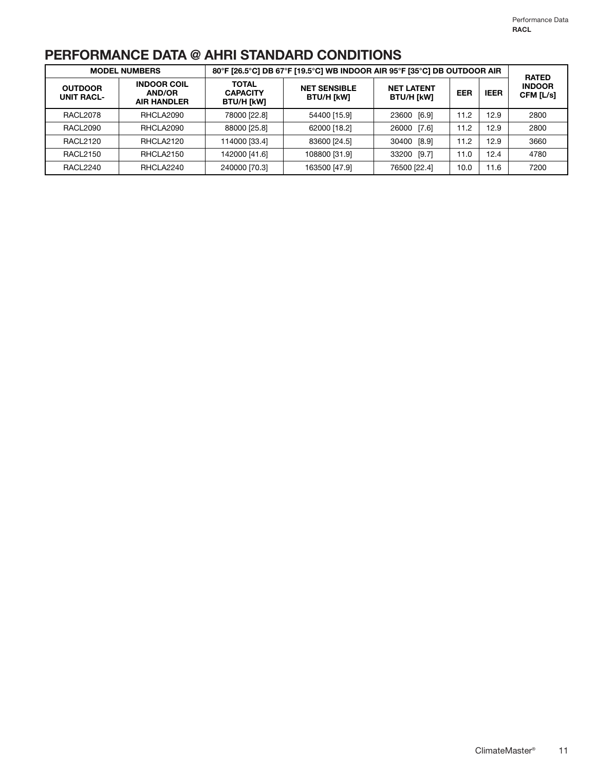## PERFORMANCE DATA @ AHRI STANDARD CONDITIONS

| MODEL NUMBERS | | 80°F [26.5°C] DB 67°F [19.5°C] WB INDOOR AIR 95°F [35°C] DB OUTDOOR AIR | | | | | RATED INDOOR CFM [L/s] |
|---|---|---|---|---|---|---|---|
| OUTDOOR UNIT RACL- | INDOOR COIL AND/OR AIR HANDLER | TOTAL CAPACITY BTU/H [kW] | NET SENSIBLE BTU/H [kW] | NET LATENT BTU/H [kW] | EER | IEER | |
| RACL2078 | RHCLA2090 | 78000 [22.8] | 54400 [15.9] | 23600 [6.9] | 11.2 | 12.9 | 2800 |
| RACL2090 | RHCLA2090 | 88000 [25.8] | 62000 [18.2] | 26000 [7.6] | 11.2 | 12.9 | 2800 |
| RACL2120 | RHCLA2120 | 114000 [33.4] | 83600 [24.5] | 30400 [8.9] | 11.2 | 12.9 | 3660 |
| RACL2150 | RHCLA2150 | 142000 [41.6] | 108800 [31.9] | 33200 [9.7] | 11.0 | 12.4 | 4780 |
| RACL2240 | RHCLA2240 | 240000 [70.3] | 163500 [47.9] | 76500 [22.4] | 10.0 | 11.6 | 7200 |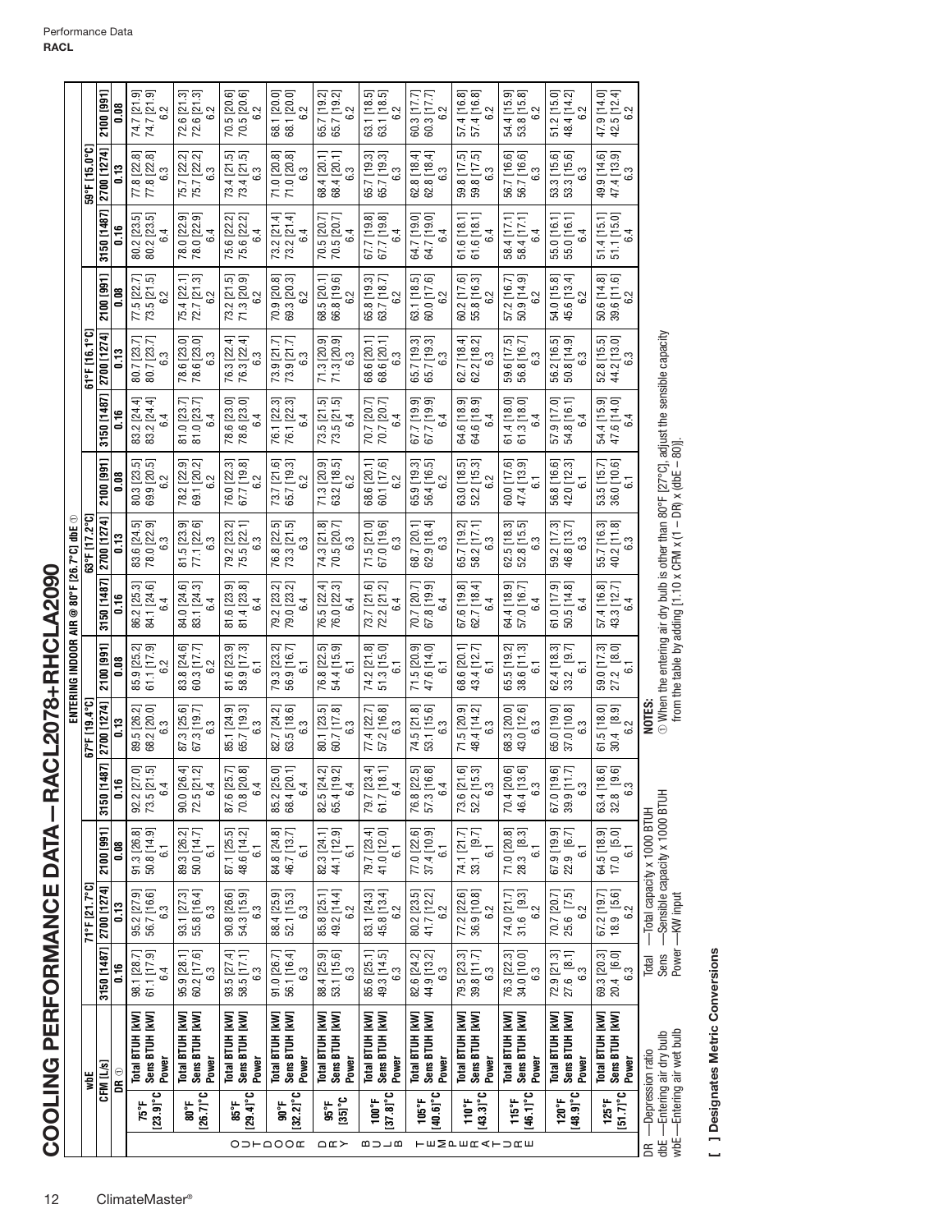# COOLING PERFORMANCE DATA – RACL2078+RHCLA2090

| | | ENTERING INDOOR AIR @ 80°F [26.7°C] dbE ① | | | | | | | | | | | | | | |
|---|---|---|---|---|---|---|---|---|---|---|---|---|---|---|---|---|
| | wbE | 71°F [21.7°C] | | | 67°F [19.4°C] | | | 63°F [17.2°C] | | | 61°F [16.1°C] | | | 59°F [15.0°C] | | |
| | CFM [L/s] | 3150 [1487] | 2700 [1274] | 2100 [991] | 3150 [1487] | 2700 [1274] | 2100 [991] | 3150 [1487] | 2700 [1274] | 2100 [991] | 3150 [1487] | 2700 [1274] | 2100 [991] | 3150 [1487] | 2700 [1274] | 2100 [991] |
| | DR ① | 0.16 | 0.13 | 0.08 | 0.16 | 0.13 | 0.08 | 0.16 | 0.13 | 0.08 | 0.16 | 0.13 | 0.08 | 0.16 | 0.13 | 0.08 |
| **OUTDOOR DRY BULB TEMPERATURE** | | | | | | | | | | | | | | | | |
| 75°F [23.9°C] | Total BTUH [kW] | 98.1 [28.7] | 95.2 [27.9] | 91.3 [26.8] | 92.2 [27.0] | 89.5 [26.2] | 85.9 [25.2] | 86.2 [25.3] | 83.6 [24.5] | 80.3 [23.5] | 83.2 [24.4] | 80.7 [23.7] | 77.5 [22.7] | 80.2 [23.5] | 77.8 [22.8] | 74.7 [21.9] |
| | Sens BTUH [kW] | 61.1 [17.9] | 56.7 [16.6] | 50.8 [14.9] | 73.5 [21.5] | 68.2 [20.0] | 61.1 [17.9] | 84.1 [24.6] | 78.0 [22.9] | 69.9 [20.5] | 83.2 [24.4] | 80.7 [23.7] | 73.5 [21.5] | 80.2 [23.5] | 77.8 [22.8] | 74.7 [21.9] |
| | Power | 6.4 | 6.3 | 6.1 | 6.4 | 6.3 | 6.2 | 6.4 | 6.3 | 6.2 | 6.4 | 6.3 | 6.2 | 6.4 | 6.3 | 6.2 |
| 80°F [26.7°C] | Total BTUH [kW] | 95.9 [28.1] | 93.1 [27.3] | 89.3 [26.2] | 90.0 [26.4] | 87.3 [25.6] | 83.8 [24.6] | 84.0 [24.6] | 81.5 [23.9] | 78.2 [22.9] | 81.0 [23.7] | 78.6 [23.0] | 75.4 [22.1] | 78.0 [22.9] | 75.7 [22.2] | 72.6 [21.3] |
| | Sens BTUH [kW] | 60.2 [17.6] | 55.8 [16.4] | 50.0 [14.7] | 72.5 [21.2] | 67.3 [19.7] | 60.3 [17.7] | 83.1 [24.3] | 77.1 [22.6] | 69.1 [20.2] | 81.0 [23.7] | 78.6 [23.0] | 72.7 [21.3] | 78.0 [22.9] | 75.7 [22.2] | 72.6 [21.3] |
| | Power | 6.3 | 6.3 | 6.1 | 6.4 | 6.3 | 6.2 | 6.4 | 6.3 | 6.2 | 6.4 | 6.3 | 6.2 | 6.4 | 6.3 | 6.2 |
| 85°F [29.4°C] | Total BTUH [kW] | 93.5 [27.4] | 90.8 [26.6] | 87.1 [25.5] | 87.6 [25.7] | 85.1 [24.9] | 81.6 [23.9] | 81.6 [23.9] | 79.2 [23.2] | 76.0 [22.3] | 78.6 [23.0] | 76.3 [22.4] | 73.2 [21.5] | 75.6 [22.2] | 73.4 [21.5] | 70.5 [20.6] |
| | Sens BTUH [kW] | 58.5 [17.1] | 54.3 [15.9] | 48.6 [14.2] | 70.8 [20.8] | 65.7 [19.3] | 58.9 [17.3] | 81.4 [23.8] | 75.5 [22.1] | 67.7 [19.8] | 78.6 [23.0] | 76.3 [22.4] | 71.3 [20.9] | 75.6 [22.2] | 73.4 [21.5] | 70.5 [20.6] |
| | Power | 6.3 | 6.3 | 6.1 | 6.4 | 6.3 | 6.1 | 6.4 | 6.3 | 6.2 | 6.4 | 6.3 | 6.2 | 6.4 | 6.3 | 6.2 |
| 90°F [32.2°C] | Total BTUH [kW] | 91.0 [26.7] | 88.4 [25.9] | 84.8 [24.8] | 85.2 [25.0] | 82.7 [24.2] | 79.3 [23.2] | 79.2 [23.2] | 76.8 [22.5] | 73.7 [21.6] | 76.1 [22.3] | 73.9 [21.7] | 70.9 [20.8] | 73.2 [21.4] | 71.0 [20.8] | 68.1 [20.0] |
| | Sens BTUH [kW] | 56.1 [16.4] | 52.1 [15.3] | 46.7 [13.7] | 68.4 [20.1] | 63.5 [18.6] | 56.9 [16.7] | 79.0 [23.2] | 73.3 [21.5] | 65.7 [19.3] | 76.1 [22.3] | 73.9 [21.7] | 69.3 [20.3] | 73.2 [21.4] | 71.0 [20.8] | 68.1 [20.0] |
| | Power | 6.3 | 6.3 | 6.1 | 6.4 | 6.3 | 6.1 | 6.4 | 6.3 | 6.2 | 6.4 | 6.3 | 6.2 | 6.4 | 6.3 | 6.2 |
| 95°F [35]°C | Total BTUH [kW] | 88.4 [25.9] | 85.8 [25.1] | 82.3 [24.1] | 82.5 [24.2] | 80.1 [23.5] | 76.8 [22.5] | 76.5 [22.4] | 74.3 [21.8] | 71.3 [20.9] | 73.5 [21.5] | 71.3 [20.9] | 68.5 [20.1] | 70.5 [20.7] | 68.4 [20.1] | 65.7 [19.2] |
| | Sens BTUH [kW] | 53.1 [15.6] | 49.2 [14.4] | 44.1 [12.9] | 65.4 [19.2] | 60.7 [17.8] | 54.4 [15.9] | 76.0 [22.3] | 70.5 [20.7] | 63.2 [18.5] | 73.5 [21.5] | 71.3 [20.9] | 66.8 [19.6] | 70.5 [20.7] | 68.4 [20.1] | 65.7 [19.2] |
| | Power | 6.3 | 6.2 | 6.1 | 6.4 | 6.3 | 6.1 | 6.4 | 6.3 | 6.2 | 6.4 | 6.3 | 6.2 | 6.4 | 6.3 | 6.2 |
| 100°F [37.8]°C | Total BTUH [kW] | 85.6 [25.1] | 83.1 [24.3] | 79.7 [23.4] | 79.7 [23.4] | 77.4 [22.7] | 74.2 [21.8] | 73.7 [21.6] | 71.5 [21.0] | 68.6 [20.1] | 70.7 [20.7] | 68.6 [20.1] | 65.8 [19.3] | 67.7 [19.8] | 65.7 [19.3] | 63.1 [18.5] |
| | Sens BTUH [kW] | 49.3 [14.5] | 45.8 [13.4] | 41.0 [12.0] | 61.7 [18.1] | 57.2 [16.8] | 51.3 [15.0] | 72.2 [21.2] | 67.0 [19.6] | 60.1 [17.6] | 70.7 [20.7] | 68.6 [20.1] | 63.7 [18.7] | 67.7 [19.8] | 65.7 [19.3] | 63.1 [18.5] |
| | Power | 6.3 | 6.2 | 6.1 | 6.4 | 6.3 | 6.1 | 6.4 | 6.3 | 6.2 | 6.4 | 6.3 | 6.2 | 6.4 | 6.3 | 6.2 |
| 105°F [40.6]°C | Total BTUH [kW] | 82.6 [24.2] | 80.2 [23.5] | 77.0 [22.6] | 76.8 [22.5] | 74.5 [21.8] | 71.5 [20.9] | 70.7 [20.7] | 68.7 [20.1] | 65.9 [19.3] | 67.7 [19.9] | 65.7 [19.3] | 63.1 [18.5] | 64.7 [19.0] | 62.8 [18.4] | 60.3 [17.7] |
| | Sens BTUH [kW] | 44.9 [13.2] | 41.7 [12.2] | 37.4 [10.9] | 57.3 [16.8] | 53.1 [15.6] | 47.6 [14.0] | 67.8 [19.9] | 62.9 [18.4] | 56.4 [16.5] | 67.7 [19.9] | 65.7 [19.3] | 60.0 [17.6] | 64.7 [19.0] | 62.8 [18.4] | 60.3 [17.7] |
| | Power | 6.3 | 6.2 | 6.1 | 6.4 | 6.3 | 6.1 | 6.4 | 6.3 | 6.2 | 6.4 | 6.3 | 6.2 | 6.4 | 6.3 | 6.2 |
| 110°F [43.3]°C | Total BTUH [kW] | 79.5 [23.3] | 77.2 [22.6] | 74.1 [21.7] | 73.6 [21.6] | 71.5 [20.9] | 68.6 [20.1] | 67.6 [19.8] | 65.7 [19.2] | 63.0 [18.5] | 64.6 [18.9] | 62.7 [18.4] | 60.2 [17.6] | 61.6 [18.1] | 59.8 [17.5] | 57.4 [16.8] |
| | Sens BTUH [kW] | 39.8 [11.7] | 36.9 [10.8] | 33.1 [9.7] | 52.2 [15.3] | 48.4 [14.2] | 43.4 [12.7] | 62.7 [18.4] | 58.2 [17.1] | 52.2 [15.3] | 64.6 [18.9] | 62.2 [18.2] | 55.8 [16.3] | 61.6 [18.1] | 59.8 [17.5] | 57.4 [16.8] |
| | Power | 6.3 | 6.2 | 6.1 | 6.3 | 6.3 | 6.1 | 6.4 | 6.3 | 6.2 | 6.4 | 6.3 | 6.2 | 6.4 | 6.3 | 6.2 |
| 115°F [46.1]°C | Total BTUH [kW] | 76.3 [22.3] | 74.0 [21.7] | 71.0 [20.8] | 70.4 [20.6] | 68.3 [20.0] | 65.5 [19.2] | 64.4 [18.9] | 62.5 [18.3] | 60.0 [17.6] | 61.4 [18.0] | 59.6 [17.5] | 57.2 [16.7] | 58.4 [17.1] | 56.7 [16.6] | 54.4 [15.9] |
| | Sens BTUH [kW] | 34.0 [10.0] | 31.6 [9.3] | 28.3 [8.3] | 46.4 [13.6] | 43.0 [12.6] | 38.6 [11.3] | 57.0 [16.7] | 52.8 [15.5] | 47.4 [13.9] | 61.3 [18.0] | 56.8 [16.7] | 50.9 [14.9] | 58.4 [17.1] | 56.7 [16.6] | 53.8 [15.8] |
| | Power | 6.3 | 6.2 | 6.1 | 6.3 | 6.3 | 6.1 | 6.4 | 6.3 | 6.1 | 6.4 | 6.3 | 6.2 | 6.4 | 6.3 | 6.2 |
| 120°F [48.9]°C | Total BTUH [kW] | 72.9 [21.3] | 70.7 [20.7] | 67.9 [19.9] | 67.0 [19.6] | 65.0 [19.0] | 62.4 [18.3] | 61.0 [17.9] | 59.2 [17.3] | 56.8 [16.6] | 57.9 [17.0] | 56.2 [16.5] | 54.0 [15.8] | 55.0 [16.1] | 53.3 [15.6] | 51.2 [15.0] |
| | Sens BTUH [kW] | 27.6 [8.1] | 25.6 [7.5] | 22.9 [6.7] | 39.9 [11.7] | 37.0 [10.8] | 33.2 [9.7] | 50.5 [14.8] | 46.8 [13.7] | 42.0 [12.3] | 54.8 [16.1] | 50.8 [14.9] | 45.6 [13.4] | 55.0 [16.1] | 53.3 [15.6] | 48.4 [14.2] |
| | Power | 6.3 | 6.2 | 6.1 | 6.3 | 6.3 | 6.1 | 6.4 | 6.3 | 6.1 | 6.4 | 6.3 | 6.2 | 6.4 | 6.3 | 6.2 |
| 125°F [51.7]°C | Total BTUH [kW] | 69.3 [20.3] | 67.2 [19.7] | 64.5 [18.9] | 63.4 [18.6] | 61.5 [18.0] | 59.0 [17.3] | 57.4 [16.8] | 55.7 [16.3] | 53.5 [15.7] | 54.4 [15.9] | 52.8 [15.5] | 50.6 [14.8] | 51.4 [15.1] | 49.9 [14.6] | 47.9 [14.0] |
| | Sens BTUH [kW] | 20.4 [6.0] | 18.9 [5.6] | 17.0 [5.0] | 32.8 [9.6] | 30.4 [8.9] | 27.2 [8.0] | 43.3 [12.7] | 40.2 [11.8] | 36.0 [10.6] | 47.6 [14.0] | 44.2 [13.0] | 39.6 [11.6] | 51.1 [15.0] | 47.4 [13.9] | 42.5 [12.4] |
| | Power | 6.3 | 6.2 | 6.1 | 6.3 | 6.2 | 6.1 | 6.4 | 6.3 | 6.1 | 6.4 | 6.3 | 6.2 | 6.4 | 6.3 | 6.2 |

DR —Depression ratio
dbE —Entering air dry bulb
wbE —Entering air wet bulb

Total —Total capacity x 1000 BTUH
Sens —Sensible capacity x 1000 BTUH
Power —KW input

**NOTES:**
① When the entering air dry bulb is other than 80°F [27°C], adjust the sensible capacity from the table by adding [1.10 x CFM x (1 – DR) x (dbE – 80)].

**[ ] Designates Metric Conversions**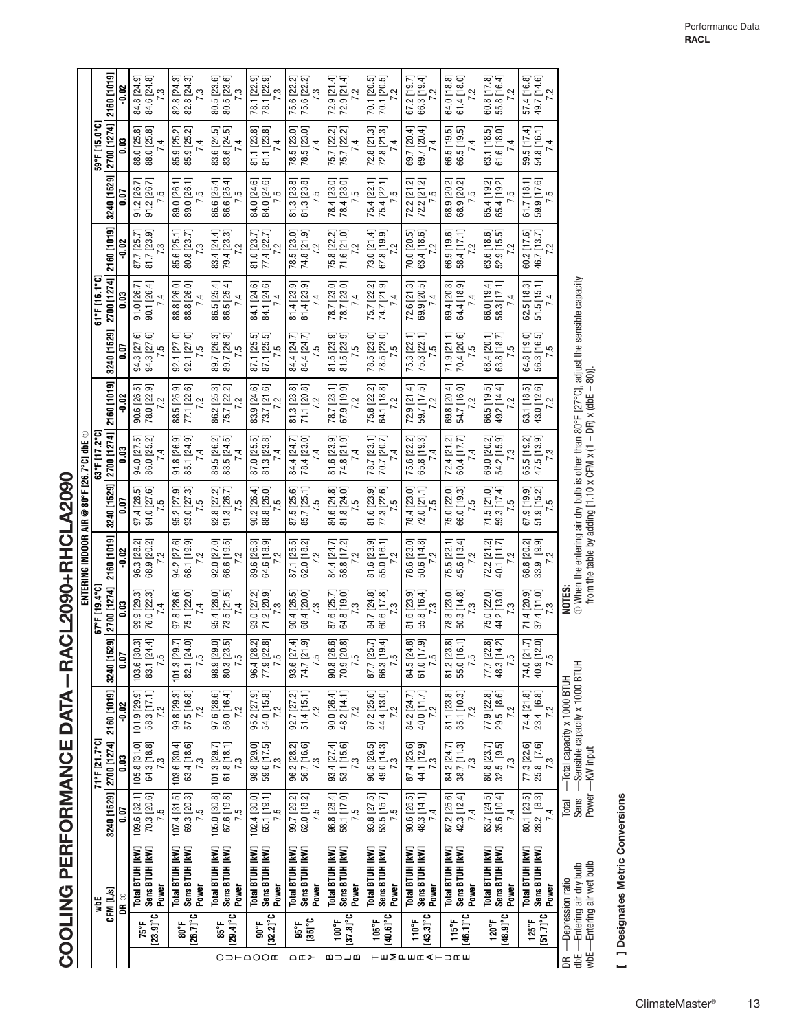# COOLING PERFORMANCE DATA – RACL2090+RHCLA2090

| | | ENTERING INDOOR AIR @ 80°F [26.7°C] dbE ① | | | | | | | | | | | | | | |
|---|---|---|---|---|---|---|---|---|---|---|---|---|---|---|---|---|
| | wbE | 71°F [21.7°C] | | | 67°F [19.4°C] | | | 63°F [17.2°C] | | | 61°F [16.1°C] | | | 59°F [15.0°C] | | |
| | CFM [L/s] | 3240 [1529] | 2700 [1274] | 2160 [1019] | 3240 [1529] | 2700 [1274] | 2160 [1019] | 3240 [1529] | 2700 [1274] | 2160 [1019] | 3240 [1529] | 2700 [1274] | 2160 [1019] | 3240 [1529] | 2700 [1274] | 2160 [1019] |
| | DR ① | 0.07 | 0.03 | -0.02 | 0.07 | 0.03 | -0.02 | 0.07 | 0.03 | -0.02 | 0.07 | 0.03 | -0.02 | 0.07 | 0.03 | -0.02 |
| **OUTDOOR DRY BULB TEMPERATURE** | | | | | | | | | | | | | | | | |
| 75°F [23.9°C] | Total BTUH [kW] | 109.6 [32.1] | 105.8 [31.0] | 101.9 [29.9] | 103.6 [30.3] | 99.9 [29.3] | 96.3 [28.2] | 97.4 [28.5] | 94.0 [27.5] | 90.6 [26.5] | 94.3 [27.6] | 91.0 [26.7] | 87.7 [25.7] | 91.2 [26.7] | 88.0 [25.8] | 84.8 [24.9] |
| | Sens BTUH [kW] | 70.3 [20.6] | 64.3 [18.8] | 58.3 [17.1] | 83.1 [24.4] | 76.0 [22.3] | 68.9 [20.2] | 94.0 [27.6] | 86.0 [25.2] | 78.0 [22.9] | 94.3 [27.6] | 90.1 [26.4] | 81.7 [23.9] | 91.2 [26.7] | 88.0 [25.8] | 84.6 [24.8] |
| | Power | 7.5 | 7.3 | 7.2 | 7.5 | 7.4 | 7.2 | 7.5 | 7.4 | 7.2 | 7.5 | 7.4 | 7.3 | 7.5 | 7.4 | 7.3 |
| 80°F [26.7°C] | Total BTUH [kW] | 107.4 [31.5] | 103.6 [30.4] | 99.8 [29.3] | 101.3 [29.7] | 97.8 [28.6] | 94.2 [27.6] | 95.2 [27.9] | 91.8 [26.9] | 88.5 [25.9] | 92.1 [27.0] | 88.8 [26.0] | 85.6 [25.1] | 89.0 [26.1] | 85.9 [25.2] | 82.8 [24.3] |
| | Sens BTUH [kW] | 69.3 [20.3] | 63.4 [18.6] | 57.5 [16.8] | 82.1 [24.0] | 75.1 [22.0] | 68.1 [19.9] | 93.0 [27.3] | 85.1 [24.9] | 77.1 [22.6] | 92.1 [27.0] | 88.8 [26.0] | 80.8 [23.7] | 89.0 [26.1] | 85.9 [25.2] | 82.8 [24.3] |
| | Power | 7.5 | 7.3 | 7.2 | 7.5 | 7.4 | 7.2 | 7.5 | 7.4 | 7.2 | 7.5 | 7.4 | 7.3 | 7.5 | 7.4 | 7.3 |
| 85°F [29.4°C] | Total BTUH [kW] | 105.0 [30.8] | 101.3 [29.7] | 97.6 [28.6] | 98.9 [29.0] | 95.4 [28.0] | 92.0 [27.0] | 92.8 [27.2] | 89.5 [26.2] | 86.2 [25.3] | 89.7 [26.3] | 86.5 [25.4] | 83.4 [24.4] | 86.6 [25.4] | 83.6 [24.5] | 80.5 [23.6] |
| | Sens BTUH [kW] | 67.6 [19.8] | 61.8 [18.1] | 56.0 [16.4] | 80.3 [23.5] | 73.5 [21.5] | 66.6 [19.5] | 91.3 [26.7] | 83.5 [24.5] | 75.7 [22.2] | 89.7 [26.3] | 86.5 [25.4] | 79.4 [23.3] | 86.6 [25.4] | 83.6 [24.5] | 80.5 [23.6] |
| | Power | 7.5 | 7.3 | 7.2 | 7.5 | 7.4 | 7.2 | 7.5 | 7.4 | 7.2 | 7.5 | 7.4 | 7.2 | 7.5 | 7.4 | 7.3 |
| 90°F [32.2°C] | Total BTUH [kW] | 102.4 [30.0] | 98.8 [29.0] | 95.2 [27.9] | 96.4 [28.2] | 93.0 [27.2] | 89.6 [26.3] | 90.2 [26.4] | 87.0 [25.5] | 83.9 [24.6] | 87.1 [25.5] | 84.1 [24.6] | 81.0 [23.7] | 84.0 [24.6] | 81.1 [23.8] | 78.1 [22.9] |
| | Sens BTUH [kW] | 65.1 [19.1] | 59.6 [17.5] | 54.0 [15.8] | 77.9 [22.8] | 71.2 [20.9] | 64.6 [18.9] | 88.8 [26.0] | 81.3 [23.8] | 73.7 [21.6] | 87.1 [25.5] | 84.1 [24.6] | 77.4 [22.7] | 84.0 [24.6] | 81.1 [23.8] | 78.1 [22.9] |
| | Power | 7.5 | 7.3 | 7.2 | 7.5 | 7.3 | 7.2 | 7.5 | 7.4 | 7.2 | 7.5 | 7.4 | 7.2 | 7.5 | 7.4 | 7.3 |
| 95°F [35°C] | Total BTUH [kW] | 99.7 [29.2] | 96.2 [28.2] | 92.7 [27.2] | 93.6 [27.4] | 90.4 [26.5] | 87.1 [25.5] | 87.5 [25.6] | 84.4 [24.7] | 81.3 [23.8] | 84.4 [24.7] | 81.4 [23.9] | 78.5 [23.0] | 81.3 [23.8] | 78.5 [23.0] | 75.6 [22.2] |
| | Sens BTUH [kW] | 62.0 [18.2] | 56.7 [16.6] | 51.4 [15.1] | 74.7 [21.9] | 68.4 [20.0] | 62.0 [18.2] | 85.7 [25.1] | 78.4 [23.0] | 71.1 [20.8] | 84.4 [24.7] | 81.4 [23.9] | 74.8 [21.9] | 81.3 [23.8] | 78.5 [23.0] | 75.6 [22.2] |
| | Power | 7.5 | 7.3 | 7.2 | 7.5 | 7.3 | 7.2 | 7.5 | 7.4 | 7.2 | 7.5 | 7.4 | 7.2 | 7.5 | 7.4 | 7.3 |
| 100°F [37.8°C] | Total BTUH [kW] | 96.8 [28.4] | 93.4 [27.4] | 90.0 [26.4] | 90.8 [26.6] | 87.6 [25.7] | 84.4 [24.7] | 84.6 [24.8] | 81.6 [23.9] | 78.7 [23.1] | 81.5 [23.9] | 78.7 [23.0] | 75.8 [22.2] | 78.4 [23.0] | 75.7 [22.2] | 72.9 [21.4] |
| | Sens BTUH [kW] | 58.1 [17.0] | 53.1 [15.6] | 48.2 [14.1] | 70.9 [20.8] | 64.8 [19.0] | 58.8 [17.2] | 81.8 [24.0] | 74.8 [21.9] | 67.9 [19.9] | 81.5 [23.9] | 78.7 [23.0] | 71.6 [21.0] | 78.4 [23.0] | 75.7 [22.2] | 72.9 [21.4] |
| | Power | 7.5 | 7.3 | 7.2 | 7.5 | 7.3 | 7.2 | 7.5 | 7.4 | 7.2 | 7.5 | 7.4 | 7.2 | 7.5 | 7.4 | 7.2 |
| 105°F [40.6°C] | Total BTUH [kW] | 93.8 [27.5] | 90.5 [26.5] | 87.2 [25.6] | 87.7 [25.7] | 84.7 [24.8] | 81.6 [23.9] | 81.6 [23.9] | 78.7 [23.1] | 75.8 [22.2] | 78.5 [23.0] | 75.7 [22.2] | 73.0 [21.4] | 75.4 [22.1] | 72.8 [21.3] | 70.1 [20.5] |
| | Sens BTUH [kW] | 53.5 [15.7] | 49.0 [14.3] | 44.4 [13.0] | 66.3 [19.4] | 60.6 [17.8] | 55.0 [16.1] | 77.3 [22.6] | 70.7 [20.7] | 64.1 [18.8] | 78.5 [23.0] | 74.7 [21.9] | 67.8 [19.9] | 75.4 [22.1] | 72.8 [21.3] | 70.1 [20.5] |
| | Power | 7.5 | 7.3 | 7.2 | 7.5 | 7.3 | 7.2 | 7.5 | 7.4 | 7.2 | 7.5 | 7.4 | 7.2 | 7.5 | 7.4 | 7.2 |
| 110°F [43.3°C] | Total BTUH [kW] | 90.6 [26.5] | 87.4 [25.6] | 84.2 [24.7] | 84.5 [24.8] | 81.6 [23.9] | 78.6 [23.0] | 78.4 [23.0] | 75.6 [22.2] | 72.9 [21.4] | 75.3 [22.1] | 72.6 [21.3] | 70.0 [20.5] | 72.2 [21.2] | 69.7 [20.4] | 67.2 [19.7] |
| | Sens BTUH [kW] | 48.3 [14.1] | 44.1 [12.9] | 40.0 [11.7] | 61.0 [17.9] | 55.8 [16.4] | 50.6 [14.8] | 72.0 [21.1] | 65.8 [19.3] | 59.7 [17.5] | 75.3 [22.1] | 69.9 [20.5] | 63.4 [18.6] | 72.2 [21.2] | 69.7 [20.4] | 66.3 [19.4] |
| | Power | 7.4 | 7.3 | 7.2 | 7.5 | 7.3 | 7.2 | 7.5 | 7.4 | 7.2 | 7.5 | 7.4 | 7.2 | 7.5 | 7.4 | 7.2 |
| 115°F [46.1°C] | Total BTUH [kW] | 87.2 [25.6] | 84.2 [24.7] | 81.1 [23.8] | 81.2 [23.8] | 78.3 [23.0] | 75.5 [22.1] | 75.0 [22.0] | 72.4 [21.2] | 69.8 [20.4] | 71.9 [21.1] | 69.4 [20.3] | 66.9 [19.6] | 68.9 [20.2] | 66.5 [19.5] | 64.0 [18.8] |
| | Sens BTUH [kW] | 42.3 [12.4] | 38.7 [11.3] | 35.1 [10.3] | 55.0 [16.1] | 50.3 [14.8] | 45.6 [13.4] | 66.0 [19.3] | 60.4 [17.7] | 54.7 [16.0] | 70.4 [20.6] | 64.4 [18.9] | 58.4 [17.1] | 68.9 [20.2] | 66.5 [19.5] | 61.4 [18.0] |
| | Power | 7.4 | 7.3 | 7.2 | 7.5 | 7.3 | 7.2 | 7.5 | 7.4 | 7.2 | 7.5 | 7.4 | 7.2 | 7.5 | 7.4 | 7.2 |
| 120°F [48.9°C] | Total BTUH [kW] | 83.7 [24.5] | 80.8 [23.7] | 77.9 [22.8] | 77.7 [22.8] | 75.0 [22.0] | 72.2 [21.2] | 71.5 [21.0] | 69.0 [20.2] | 66.5 [19.5] | 68.4 [20.1] | 66.0 [19.4] | 63.6 [18.6] | 65.4 [19.2] | 63.1 [18.5] | 60.8 [17.8] |
| | Sens BTUH [kW] | 35.6 [10.4] | 32.5 [9.5] | 29.5 [8.6] | 48.3 [14.2] | 44.2 [13.0] | 40.1 [11.7] | 59.3 [17.4] | 54.2 [15.9] | 49.2 [14.4] | 63.8 [18.7] | 58.3 [17.1] | 52.9 [15.5] | 65.4 [19.2] | 61.6 [18.0] | 55.8 [16.4] |
| | Power | 7.4 | 7.3 | 7.2 | 7.5 | 7.3 | 7.2 | 7.5 | 7.3 | 7.2 | 7.5 | 7.4 | 7.2 | 7.5 | 7.4 | 7.2 |
| 125°F [51.7°C] | Total BTUH [kW] | 80.1 [23.5] | 77.3 [22.6] | 74.4 [21.8] | 74.0 [21.7] | 71.4 [20.9] | 68.8 [20.2] | 67.9 [19.9] | 65.5 [19.2] | 63.1 [18.5] | 64.8 [19.0] | 62.5 [18.3] | 60.2 [17.6] | 61.7 [18.1] | 59.5 [17.4] | 57.4 [16.8] |
| | Sens BTUH [kW] | 28.2 [8.3] | 25.8 [7.6] | 23.4 [6.8] | 40.9 [12.0] | 37.4 [11.0] | 33.9 [9.9] | 51.9 [15.2] | 47.5 [13.9] | 43.0 [12.6] | 56.3 [16.5] | 51.5 [15.1] | 46.7 [13.7] | 59.9 [17.6] | 54.8 [16.1] | 49.7 [14.6] |
| | Power | 7.4 | 7.3 | 7.2 | 7.5 | 7.3 | 7.2 | 7.5 | 7.3 | 7.2 | 7.5 | 7.4 | 7.2 | 7.5 | 7.4 | 7.2 |

DR —Depression ratio
dbE —Entering air dry bulb
wbE —Entering air wet bulb

Total —Total capacity x 1000 BTUH
Sens —Sensible capacity x 1000 BTUH
Power —KW input

**NOTES:**
① When the entering air dry bulb is other than 80°F [27°C], adjust the sensible capacity from the table by adding [1.10 x CFM x (1 – DR) x (dbE – 80)].

**[ ] Designates Metric Conversions**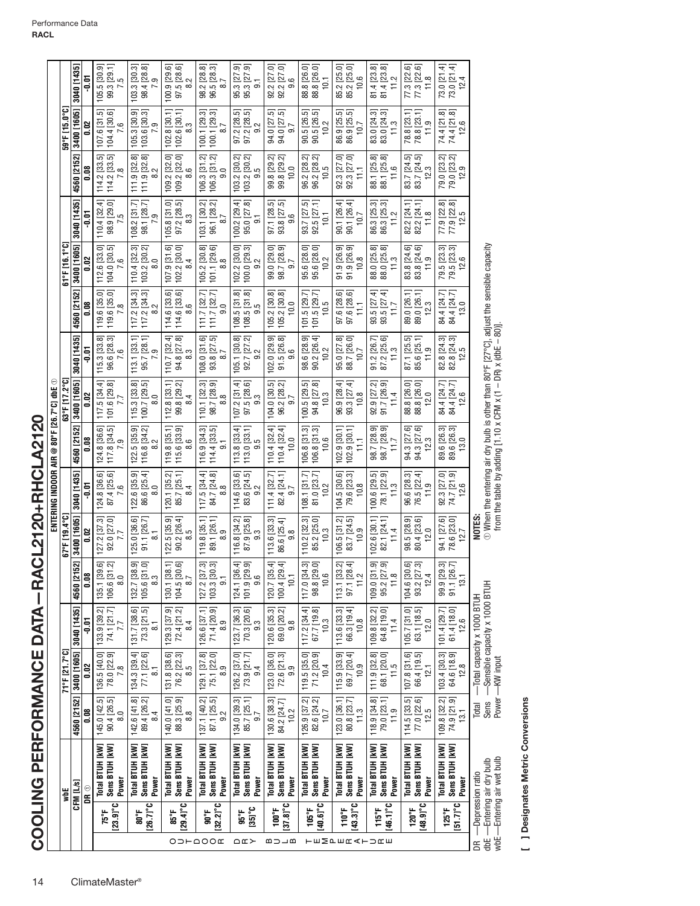# COOLING PERFORMANCE DATA – RACL2120+RHCLA2120

| | ENTERING INDOOR AIR @ 80°F [26.7°C] dbE ① | | | | | | | | | | | | | | | |
|---|---|---|---|---|---|---|---|---|---|---|---|---|---|---|---|---|
| | **wbE** | **71°F [21.7°C]** | | | **67°F [19.4°C]** | | | **63°F [17.2°C]** | | | **61°F [16.1°C]** | | | **59°F [15.0°C]** | | |
| | **CFM [L/s]** | **4560 [2152]** | **3400 [1605]** | **3040 [1435]** | **4560 [2152]** | **3400 [1605]** | **3040 [1435]** | **4560 [2152]** | **3400 [1605]** | **3040 [1435]** | **4560 [2152]** | **3400 [1605]** | **3040 [1435]** | **4560 [2152]** | **3400 [1605]** | **3040 [1435]** |
| | **DR ①** | **0.08** | **0.02** | **-0.01** | **0.08** | **0.02** | **-0.01** | **0.08** | **0.02** | **-0.01** | **0.08** | **0.02** | **-0.01** | **0.08** | **0.02** | **-0.01** |
| **OUTDOOR DRY BULB TEMPERATURE** | | | | | | | | | | | | | | | | |
| **75°F [23.9°C]** | **Total BTUH [kW]** | 145.0 [42.5] | 136.5 [40.0] | 133.9 [39.2] | 135.1 [39.6] | 127.2 [37.3] | 124.8 [36.6] | 124.8 [36.6] | 117.5 [34.4] | 115.3 [33.8] | 119.6 [35.0] | 112.6 [33.0] | 110.4 [32.4] | 114.2 [33.5] | 107.6 [31.5] | 105.5 [30.9] |
| | **Sens BTUH [kW]** | 90.4 [26.5] | 78.0 [22.9] | 74.1 [21.7] | 106.6 [31.2] | 92.0 [27.0] | 87.4 [25.6] | 117.8 [34.5] | 101.6 [29.8] | 96.6 [28.3] | 119.6 [35.0] | 104.0 [30.5] | 98.9 [29.0] | 114.2 [33.5] | 104.4 [30.6] | 99.3 [29.1] |
| | **Power** | 8.0 | 7.8 | 7.7 | 8.0 | 7.7 | 7.6 | 7.9 | 7.7 | 7.6 | 7.8 | 7.6 | 7.5 | 7.8 | 7.6 | 7.5 |
| **80°F [26.7°C]** | **Total BTUH [kW]** | 142.6 [41.8] | 134.3 [39.4] | 131.7 [38.6] | 132.7 [38.9] | 125.0 [36.6] | 122.6 [35.9] | 122.5 [35.9] | 115.3 [33.8] | 113.1 [33.1] | 117.2 [34.3] | 110.4 [32.3] | 108.2 [31.7] | 111.9 [32.8] | 105.3 [30.9] | 103.3 [30.3] |
| | **Sens BTUH [kW]** | 89.4 [26.2] | 77.1 [22.6] | 73.3 [21.5] | 105.6 [31.0] | 91.1 [26.7] | 86.6 [25.4] | 116.8 [34.2] | 100.7 [29.5] | 95.7 [28.1] | 117.2 [34.3] | 103.2 [30.2] | 98.1 [28.7] | 111.9 [32.8] | 103.6 [30.3] | 98.4 [28.8] |
| | **Power** | 8.4 | 8.1 | 8.1 | 8.3 | 8.1 | 8.0 | 8.2 | 8.0 | 7.9 | 8.2 | 8.0 | 7.9 | 8.2 | 7.9 | 7.9 |
| **85°F [29.4°C]** | **Total BTUH [kW]** | 140.0 [41.0] | 131.8 [38.6] | 129.3 [37.9] | 130.1 [38.1] | 122.5 [35.9] | 120.1 [35.2] | 119.8 [35.1] | 112.8 [33.1] | 110.7 [32.4] | 114.6 [33.6] | 107.9 [31.6] | 105.8 [31.0] | 109.2 [32.0] | 102.8 [30.1] | 100.9 [29.6] |
| | **Sens BTUH [kW]** | 88.3 [25.9] | 76.2 [22.3] | 72.4 [21.2] | 104.5 [30.6] | 90.2 [26.4] | 85.7 [25.1] | 115.6 [33.9] | 99.8 [29.2] | 94.8 [27.8] | 114.6 [33.6] | 102.2 [30.0] | 97.2 [28.5] | 109.2 [32.0] | 102.6 [30.1] | 97.5 [28.6] |
| | **Power** | 8.8 | 8.5 | 8.4 | 8.7 | 8.5 | 8.4 | 8.6 | 8.4 | 8.3 | 8.6 | 8.4 | 8.3 | 8.6 | 8.3 | 8.2 |
| **90°F [32.2°C]** | **Total BTUH [kW]** | 137.1 [40.2] | 129.1 [37.8] | 126.6 [37.1] | 127.2 [37.3] | 119.8 [35.1] | 117.5 [34.4] | 116.9 [34.3] | 110.1 [32.3] | 108.0 [31.6] | 111.7 [32.7] | 105.2 [30.8] | 103.1 [30.2] | 106.3 [31.2] | 100.1 [29.3] | 98.2 [28.8] |
| | **Sens BTUH [kW]** | 87.1 [25.5] | 75.1 [22.0] | 71.4 [20.9] | 103.3 [30.3] | 89.1 [26.1] | 84.7 [24.8] | 114.4 [33.5] | 98.7 [28.9] | 93.8 [27.5] | 111.7 [32.7] | 101.1 [29.6] | 96.1 [28.2] | 106.3 [31.2] | 100.1 [29.3] | 96.5 [28.3] |
| | **Power** | 9.2 | 8.9 | 8.9 | 9.1 | 8.9 | 8.8 | 9.1 | 8.8 | 8.7 | 9.0 | 8.8 | 8.7 | 9.0 | 8.7 | 8.7 |
| **95°F [35]°C** | **Total BTUH [kW]** | 134.0 [39.3] | 126.2 [37.0] | 123.7 [36.3] | 124.1 [36.4] | 116.8 [34.2] | 114.6 [33.6] | 113.8 [33.4] | 107.2 [31.4] | 105.1 [30.8] | 108.5 [31.8] | 102.2 [30.0] | 100.2 [29.4] | 103.2 [30.2] | 97.2 [28.5] | 95.3 [27.9] |
| | **Sens BTUH [kW]** | 85.7 [25.1] | 73.9 [21.7] | 70.3 [20.6] | 101.9 [29.9] | 87.9 [25.8] | 83.6 [24.5] | 113.0 [33.1] | 97.5 [28.6] | 92.7 [27.2] | 108.5 [31.8] | 100.0 [29.3] | 95.0 [27.8] | 103.2 [30.2] | 97.2 [28.5] | 95.3 [27.9] |
| | **Power** | 9.7 | 9.4 | 9.3 | 9.6 | 9.3 | 9.2 | 9.5 | 9.3 | 9.2 | 9.5 | 9.2 | 9.1 | 9.5 | 9.2 | 9.1 |
| **100°F [37.8°C]** | **Total BTUH [kW]** | 130.6 [38.3] | 123.0 [36.0] | 120.6 [35.3] | 120.7 [35.4] | 113.6 [33.3] | 111.4 [32.7] | 110.4 [32.4] | 104.0 [30.5] | 102.0 [29.9] | 105.2 [30.8] | 99.0 [29.0] | 97.1 [28.5] | 99.8 [29.2] | 94.0 [27.5] | 92.2 [27.0] |
| | **Sens BTUH [kW]** | 84.2 [24.7] | 72.6 [21.3] | 69.0 [20.2] | 100.4 [29.4] | 86.6 [25.4] | 82.4 [24.1] | 110.4 [32.4] | 96.2 [28.2] | 91.5 [26.8] | 105.2 [30.8] | 98.7 [28.9] | 93.8 [27.5] | 99.8 [29.2] | 94.0 [27.5] | 92.2 [27.0] |
| | **Power** | 10.2 | 9.9 | 9.8 | 10.1 | 9.8 | 9.7 | 10.0 | 9.7 | 9.6 | 10.0 | 9.7 | 9.6 | 10.0 | 9.7 | 9.6 |
| **105°F [40.6°C]** | **Total BTUH [kW]** | 126.9 [37.2] | 119.5 [35.0] | 117.2 [34.4] | 117.0 [34.3] | 110.2 [32.3] | 108.1 [31.7] | 106.8 [31.3] | 100.5 [29.5] | 98.6 [28.9] | 101.5 [29.7] | 95.6 [28.0] | 93.7 [27.5] | 96.2 [28.2] | 90.5 [26.5] | 88.8 [26.0] |
| | **Sens BTUH [kW]** | 82.6 [24.2] | 71.2 [20.9] | 67.7 [19.8] | 98.8 [29.0] | 85.2 [25.0] | 81.0 [23.7] | 106.8 [31.3] | 94.8 [27.8] | 90.2 [26.4] | 101.5 [29.7] | 95.6 [28.0] | 92.5 [27.1] | 96.2 [28.2] | 90.5 [26.5] | 88.8 [26.0] |
| | **Power** | 10.7 | 10.4 | 10.3 | 10.6 | 10.3 | 10.2 | 10.6 | 10.3 | 10.2 | 10.5 | 10.2 | 10.1 | 10.5 | 10.2 | 10.1 |
| **110°F [43.3°C]** | **Total BTUH [kW]** | 123.0 [36.1] | 115.9 [33.9] | 113.6 [33.3] | 113.1 [33.2] | 106.5 [31.2] | 104.5 [30.6] | 102.9 [30.1] | 96.9 [28.4] | 95.0 [27.8] | 97.6 [28.6] | 91.9 [26.9] | 90.1 [26.4] | 92.3 [27.0] | 86.9 [25.5] | 85.2 [25.0] |
| | **Sens BTUH [kW]** | 80.8 [23.7] | 69.7 [20.4] | 66.3 [19.4] | 97.1 [28.4] | 83.7 [24.5] | 79.6 [23.3] | 102.9 [30.1] | 93.3 [27.4] | 88.7 [26.0] | 97.6 [28.6] | 91.9 [26.9] | 90.1 [26.4] | 92.3 [27.0] | 86.9 [25.5] | 85.2 [25.0] |
| | **Power** | 11.3 | 10.9 | 10.8 | 11.2 | 10.9 | 10.8 | 11.1 | 10.8 | 10.7 | 11.1 | 10.8 | 10.7 | 11.1 | 10.7 | 10.6 |
| **115°F [46.1°C]** | **Total BTUH [kW]** | 118.9 [34.8] | 111.9 [32.8] | 109.8 [32.2] | 109.0 [31.9] | 102.6 [30.1] | 100.6 [29.5] | 98.7 [28.9] | 92.9 [27.2] | 91.2 [26.7] | 93.5 [27.4] | 88.0 [25.8] | 86.3 [25.3] | 88.1 [25.8] | 83.0 [24.3] | 81.4 [23.8] |
| | **Sens BTUH [kW]** | 79.0 [23.1] | 68.1 [20.0] | 64.8 [19.0] | 95.2 [27.9] | 82.1 [24.1] | 78.1 [22.9] | 98.7 [28.9] | 91.7 [26.9] | 87.2 [25.6] | 93.5 [27.4] | 88.0 [25.8] | 86.3 [25.3] | 88.1 [25.8] | 83.0 [24.3] | 81.4 [23.8] |
| | **Power** | 11.9 | 11.5 | 11.4 | 11.8 | 11.4 | 11.3 | 11.7 | 11.4 | 11.3 | 11.7 | 11.3 | 11.2 | 11.6 | 11.3 | 11.2 |
| **120°F [48.9°C]** | **Total BTUH [kW]** | 114.5 [33.5] | 107.8 [31.6] | 105.7 [31.0] | 104.6 [30.6] | 98.5 [28.9] | 96.6 [28.3] | 94.3 [27.6] | 88.8 [26.0] | 87.1 [25.5] | 89.0 [26.1] | 83.8 [24.6] | 82.2 [24.1] | 83.7 [24.5] | 78.8 [23.1] | 77.3 [22.6] |
| | **Sens BTUH [kW]** | 77.0 [22.6] | 66.4 [19.5] | 63.1 [18.5] | 93.2 [27.3] | 80.4 [23.6] | 76.5 [22.4] | 94.3 [27.6] | 88.8 [26.0] | 85.6 [25.1] | 89.0 [26.1] | 83.8 [24.6] | 82.2 [24.1] | 83.7 [24.5] | 78.8 [23.1] | 77.3 [22.6] |
| | **Power** | 12.5 | 12.1 | 12.0 | 12.4 | 12.0 | 11.9 | 12.3 | 12.0 | 11.9 | 12.3 | 11.9 | 11.8 | 12.3 | 11.9 | 11.8 |
| **125°F [51.7°C]** | **Total BTUH [kW]** | 109.8 [32.2] | 103.4 [30.3] | 101.4 [29.7] | 99.9 [29.3] | 94.1 [27.6] | 92.3 [27.0] | 89.6 [26.3] | 84.4 [24.7] | 82.8 [24.3] | 84.4 [24.7] | 79.5 [23.3] | 77.9 [22.8] | 79.0 [23.2] | 74.4 [21.8] | 73.0 [21.4] |
| | **Sens BTUH [kW]** | 74.9 [21.9] | 64.6 [18.9] | 61.4 [18.0] | 91.1 [26.7] | 78.6 [23.0] | 74.7 [21.9] | 89.6 [26.3] | 84.4 [24.7] | 82.8 [24.3] | 84.4 [24.7] | 79.5 [23.3] | 77.9 [22.8] | 79.0 [23.2] | 74.4 [21.8] | 73.0 [21.4] |
| | **Power** | 13.1 | 12.8 | 12.6 | 13.1 | 12.7 | 12.6 | 13.0 | 12.6 | 12.5 | 13.0 | 12.6 | 12.5 | 12.9 | 12.6 | 12.4 |

DR —Depression ratio
dbE —Entering air dry bulb
wbE —Entering air wet bulb

Total —Total capacity x 1000 BTUH
Sens —Sensible capacity x 1000 BTUH
Power —KW input

**NOTES:**

① When the entering air dry bulb is other than 80°F [27°C], adjust the sensible capacity from the table by adding [1.10 x CFM x (1 – DR) x (dbE – 80)].

**[ ] Designates Metric Conversions**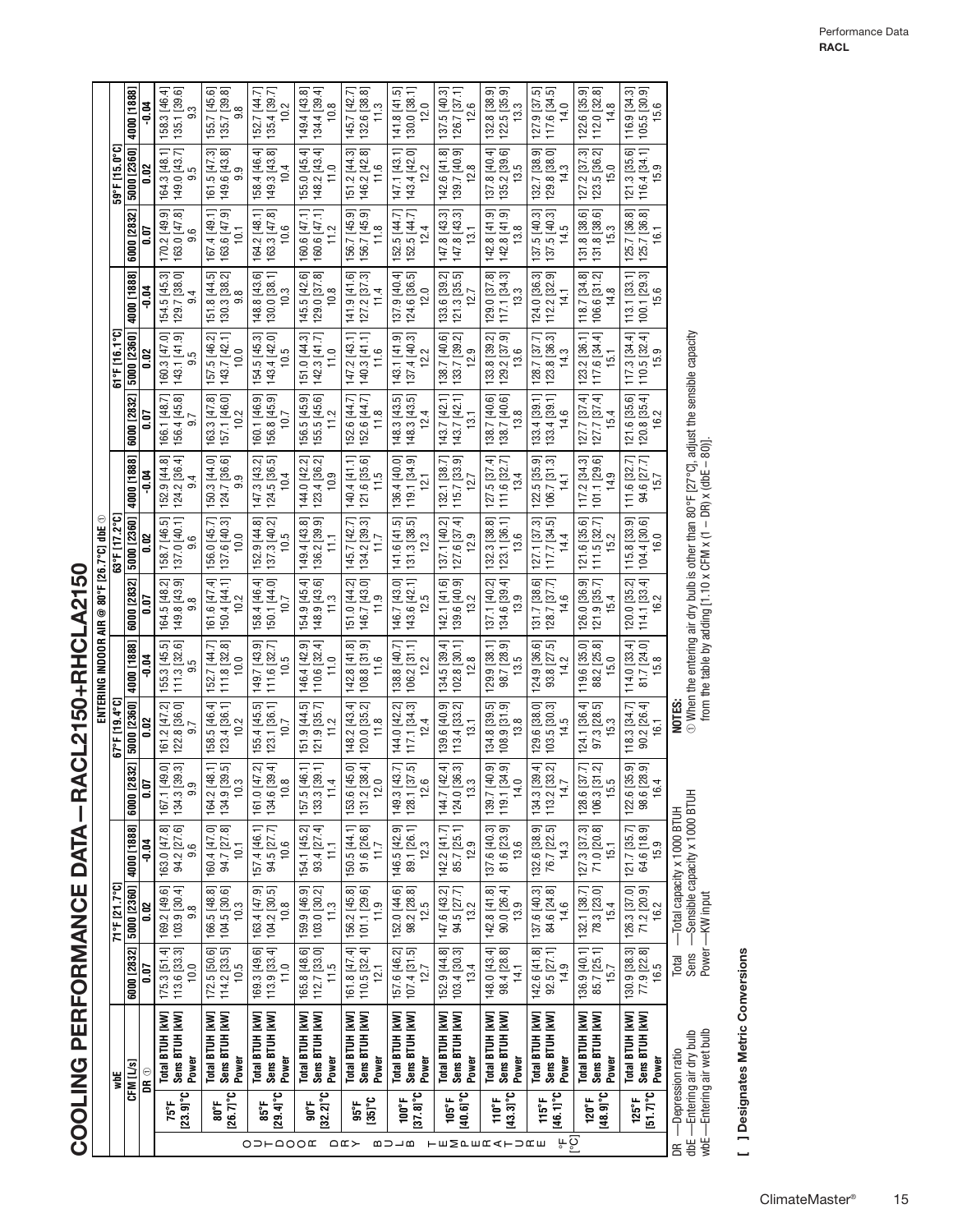# COOLING PERFORMANCE DATA – RACL2150+RHCLA2150

| | | ENTERING INDOOR AIR @ 80°F [26.7°C] dbE ① | | | | | | | | | | | | | | |
|---|---|---|---|---|---|---|---|---|---|---|---|---|---|---|---|---|
| | **wbE** | 71°F [21.7°C] | | | 67°F [19.4°C] | | | 63°F [17.2°C] | | | 61°F [16.1°C] | | | 59°F [15.0°C] | | |
| | **CFM [L/s]** | 6000 [2832] | 5000 [2360] | 4000 [1888] | 6000 [2832] | 5000 [2360] | 4000 [1888] | 6000 [2832] | 5000 [2360] | 4000 [1888] | 6000 [2832] | 5000 [2360] | 4000 [1888] | 6000 [2832] | 5000 [2360] | 4000 [1888] |
| | **DR ①** | 0.07 | 0.02 | -0.04 | 0.07 | 0.02 | -0.04 | 0.07 | 0.02 | -0.04 | 0.07 | 0.02 | -0.04 | 0.07 | 0.02 | -0.04 |
| **OUTDOOR DRY BULB TEMPERATURE °F [°C]** | | | | | | | | | | | | | | | | |
| **75°F [23.9°C]** | **Total BTUH [kW]** | 175.3 [51.4] | 169.2 [49.6] | 163.0 [47.8] | 167.1 [49.0] | 161.2 [47.2] | 155.3 [45.5] | 164.5 [48.2] | 158.7 [46.5] | 152.9 [44.8] | 166.1 [48.7] | 160.3 [47.0] | 154.5 [45.3] | 170.2 [49.9] | 164.3 [48.1] | 158.3 [46.4] |
| | **Sens BTUH [kW]** | 113.6 [33.3] | 103.9 [30.4] | 94.2 [27.6] | 134.3 [39.3] | 122.8 [36.0] | 111.3 [32.6] | 149.8 [43.9] | 137.0 [40.1] | 124.2 [36.4] | 156.4 [45.8] | 143.1 [41.9] | 129.7 [38.0] | 163.0 [47.8] | 149.0 [43.7] | 135.1 [39.6] |
| | **Power** | 10.0 | 9.8 | 9.6 | 9.9 | 9.7 | 9.5 | 9.8 | 9.6 | 9.4 | 9.7 | 9.5 | 9.4 | 9.6 | 9.5 | 9.3 |
| **80°F [26.7°C]** | **Total BTUH [kW]** | 172.5 [50.6] | 166.5 [48.8] | 160.4 [47.0] | 164.2 [48.1] | 158.5 [46.4] | 152.7 [44.7] | 161.6 [47.4] | 156.0 [45.7] | 150.3 [44.0] | 163.3 [47.8] | 157.5 [46.2] | 151.8 [44.5] | 167.4 [49.1] | 161.5 [47.3] | 155.7 [45.6] |
| | **Sens BTUH [kW]** | 114.2 [33.5] | 104.5 [30.6] | 94.7 [27.7] | 134.9 [39.5] | 123.4 [36.1] | 111.8 [32.8] | 150.4 [44.1] | 137.6 [40.3] | 124.7 [36.6] | 157.1 [46.0] | 143.7 [42.1] | 130.3 [38.2] | 163.6 [47.9] | 149.6 [43.8] | 135.7 [39.8] |
| | **Power** | 10.5 | 10.3 | 10.1 | 10.3 | 10.2 | 10.0 | 10.2 | 10.0 | 9.9 | 10.2 | 10.0 | 9.8 | 10.1 | 9.9 | 9.8 |
| **85°F [29.4°C]** | **Total BTUH [kW]** | 169.3 [49.6] | 163.4 [47.9] | 157.4 [46.1] | 161.0 [47.2] | 155.4 [45.5] | 149.7 [43.9] | 158.4 [46.4] | 152.9 [44.8] | 147.3 [43.2] | 160.1 [46.9] | 154.5 [45.3] | 148.8 [43.6] | 164.2 [48.1] | 158.4 [46.4] | 152.7 [44.7] |
| | **Sens BTUH [kW]** | 113.9 [33.4] | 104.2 [30.5] | 94.5 [27.7] | 134.6 [39.4] | 123.1 [36.1] | 111.6 [32.7] | 150.1 [44.0] | 137.3 [40.2] | 124.5 [36.5] | 156.8 [45.9] | 143.4 [42.0] | 130.0 [38.1] | 163.3 [47.8] | 149.3 [43.8] | 135.4 [39.7] |
| | **Power** | 11.0 | 10.8 | 10.6 | 10.8 | 10.7 | 10.5 | 10.7 | 10.5 | 10.4 | 10.7 | 10.5 | 10.3 | 10.6 | 10.4 | 10.2 |
| **90°F [32.2°C]** | **Total BTUH [kW]** | 165.8 [48.6] | 159.9 [46.9] | 154.1 [45.2] | 157.5 [46.1] | 151.9 [44.5] | 146.4 [42.9] | 154.9 [45.4] | 149.4 [43.8] | 144.0 [42.2] | 156.5 [45.9] | 151.0 [44.3] | 145.5 [42.6] | 160.6 [47.1] | 155.0 [45.4] | 149.4 [43.8] |
| | **Sens BTUH [kW]** | 112.7 [33.0] | 103.0 [30.2] | 93.4 [27.4] | 133.3 [39.1] | 121.9 [35.7] | 110.6 [32.4] | 148.9 [43.6] | 136.2 [39.9] | 123.4 [36.2] | 155.5 [45.6] | 142.3 [41.7] | 129.0 [37.8] | 160.6 [47.1] | 148.2 [43.4] | 134.4 [39.4] |
| | **Power** | 11.5 | 11.3 | 11.1 | 11.4 | 11.2 | 11.0 | 11.3 | 11.1 | 10.9 | 11.2 | 11.0 | 10.8 | 11.2 | 11.0 | 10.8 |
| **95°F [35]°C** | **Total BTUH [kW]** | 161.8 [47.4] | 156.2 [45.8] | 150.5 [44.1] | 153.6 [45.0] | 148.2 [43.4] | 142.8 [41.8] | 151.0 [44.2] | 145.7 [42.7] | 140.4 [41.1] | 152.6 [44.7] | 147.2 [43.1] | 141.9 [41.6] | 156.7 [45.9] | 151.2 [44.3] | 145.7 [42.7] |
| | **Sens BTUH [kW]** | 110.5 [32.4] | 101.1 [29.6] | 91.6 [26.8] | 131.2 [38.4] | 120.0 [35.2] | 108.8 [31.9] | 146.7 [43.0] | 134.2 [39.3] | 121.6 [35.6] | 152.6 [44.7] | 140.3 [41.1] | 127.2 [37.3] | 156.7 [45.9] | 146.2 [42.8] | 132.6 [38.8] |
| | **Power** | 12.1 | 11.9 | 11.7 | 12.0 | 11.8 | 11.6 | 11.9 | 11.7 | 11.5 | 11.8 | 11.6 | 11.4 | 11.8 | 11.6 | 11.3 |
| **100°F [37.8°C]** | **Total BTUH [kW]** | 157.6 [46.2] | 152.0 [44.6] | 146.5 [42.9] | 149.3 [43.7] | 144.0 [42.2] | 138.8 [40.7] | 146.7 [43.0] | 141.6 [41.5] | 136.4 [40.0] | 148.3 [43.5] | 143.1 [41.9] | 137.9 [40.4] | 152.5 [44.7] | 147.1 [43.1] | 141.8 [41.5] |
| | **Sens BTUH [kW]** | 107.4 [31.5] | 98.2 [28.8] | 89.1 [26.1] | 128.1 [37.5] | 117.1 [34.3] | 106.2 [31.1] | 143.6 [42.1] | 131.3 [38.5] | 119.1 [34.9] | 148.3 [43.5] | 137.4 [40.3] | 124.6 [36.5] | 152.5 [44.7] | 143.4 [42.0] | 130.0 [38.1] |
| | **Power** | 12.7 | 12.5 | 12.3 | 12.6 | 12.4 | 12.2 | 12.5 | 12.3 | 12.1 | 12.4 | 12.2 | 12.0 | 12.4 | 12.2 | 12.0 |
| **105°F [40.6°C]** | **Total BTUH [kW]** | 152.9 [44.8] | 147.6 [43.2] | 142.2 [41.7] | 144.7 [42.4] | 139.6 [40.9] | 134.5 [39.4] | 142.1 [41.6] | 137.1 [40.2] | 132.1 [38.7] | 143.7 [42.1] | 138.7 [40.6] | 133.6 [39.2] | 147.8 [43.3] | 142.6 [41.8] | 137.5 [40.3] |
| | **Sens BTUH [kW]** | 103.4 [30.3] | 94.5 [27.7] | 85.7 [25.1] | 124.0 [36.3] | 113.4 [33.2] | 102.8 [30.1] | 139.6 [40.9] | 127.6 [37.4] | 115.7 [33.9] | 143.7 [42.1] | 133.7 [39.2] | 121.3 [35.5] | 147.8 [43.3] | 139.7 [40.9] | 126.7 [37.1] |
| | **Power** | 13.4 | 13.2 | 12.9 | 13.3 | 13.1 | 12.8 | 13.2 | 12.9 | 12.7 | 13.1 | 12.9 | 12.7 | 13.1 | 12.8 | 12.6 |
| **110°F [43.3°C]** | **Total BTUH [kW]** | 148.0 [43.4] | 142.8 [41.8] | 137.6 [40.3] | 139.7 [40.9] | 134.8 [39.5] | 129.9 [38.1] | 137.1 [40.2] | 132.3 [38.8] | 127.5 [37.4] | 138.7 [40.6] | 133.8 [39.2] | 129.0 [37.8] | 142.8 [41.9] | 137.8 [40.4] | 132.8 [38.9] |
| | **Sens BTUH [kW]** | 98.4 [28.8] | 90.0 [26.4] | 81.6 [23.9] | 119.1 [34.9] | 108.9 [31.9] | 98.7 [28.9] | 134.6 [39.4] | 123.1 [36.1] | 111.6 [32.7] | 138.7 [40.6] | 129.2 [37.9] | 117.1 [34.3] | 142.8 [41.9] | 135.2 [39.6] | 122.5 [35.9] |
| | **Power** | 14.1 | 13.9 | 13.6 | 14.0 | 13.8 | 13.5 | 13.9 | 13.6 | 13.4 | 13.8 | 13.6 | 13.3 | 13.8 | 13.5 | 13.3 |
| **115°F [46.1°C]** | **Total BTUH [kW]** | 142.6 [41.8] | 137.6 [40.3] | 132.6 [38.9] | 134.3 [39.4] | 129.6 [38.0] | 124.9 [36.6] | 131.7 [38.6] | 127.1 [37.3] | 122.5 [35.9] | 133.4 [39.1] | 128.7 [37.7] | 124.0 [36.3] | 137.5 [40.3] | 132.7 [38.9] | 127.9 [37.5] |
| | **Sens BTUH [kW]** | 92.5 [27.1] | 84.6 [24.8] | 76.7 [22.5] | 113.2 [33.2] | 103.5 [30.3] | 93.8 [27.5] | 128.7 [37.7] | 117.7 [34.5] | 106.7 [31.3] | 133.4 [39.1] | 123.8 [36.3] | 112.2 [32.9] | 137.5 [40.3] | 129.8 [38.0] | 117.6 [34.5] |
| | **Power** | 14.9 | 14.6 | 14.3 | 14.7 | 14.5 | 14.2 | 14.6 | 14.4 | 14.1 | 14.6 | 14.3 | 14.1 | 14.5 | 14.3 | 14.0 |
| **120°F [48.9°C]** | **Total BTUH [kW]** | 136.9 [40.1] | 132.1 [38.7] | 127.3 [37.3] | 128.6 [37.7] | 124.1 [36.4] | 119.6 [35.0] | 126.0 [36.9] | 121.6 [35.6] | 117.2 [34.3] | 127.7 [37.4] | 123.2 [36.1] | 118.7 [34.8] | 131.8 [38.6] | 127.2 [37.3] | 122.6 [35.9] |
| | **Sens BTUH [kW]** | 85.7 [25.1] | 78.3 [23.0] | 71.0 [20.8] | 106.3 [31.2] | 97.3 [28.5] | 88.2 [25.8] | 121.9 [35.7] | 111.5 [32.7] | 101.1 [29.6] | 127.7 [37.4] | 117.6 [34.4] | 106.6 [31.2] | 131.8 [38.6] | 123.5 [36.2] | 112.0 [32.8] |
| | **Power** | 15.7 | 15.4 | 15.1 | 15.5 | 15.3 | 15.0 | 15.4 | 15.2 | 14.9 | 15.4 | 15.1 | 14.8 | 15.3 | 15.0 | 14.8 |
| **125°F [51.7°C]** | **Total BTUH [kW]** | 130.9 [38.3] | 126.3 [37.0] | 121.7 [35.7] | 122.6 [35.9] | 118.3 [34.7] | 114.0 [33.4] | 120.0 [35.2] | 115.8 [33.9] | 111.6 [32.7] | 121.6 [35.6] | 117.3 [34.4] | 113.1 [33.1] | 125.7 [36.8] | 121.3 [35.6] | 116.9 [34.3] |
| | **Sens BTUH [kW]** | 77.9 [22.8] | 71.2 [20.9] | 64.6 [18.9] | 98.6 [28.9] | 90.2 [26.4] | 81.7 [24.0] | 114.1 [33.4] | 104.4 [30.6] | 94.6 [27.7] | 120.8 [35.4] | 110.5 [32.4] | 100.1 [29.3] | 125.7 [36.8] | 116.4 [34.1] | 105.5 [30.9] |
| | **Power** | 16.5 | 16.2 | 15.9 | 16.4 | 16.1 | 15.8 | 16.2 | 16.0 | 15.7 | 16.2 | 15.9 | 15.6 | 16.1 | 15.9 | 15.6 |

DR —Depression ratio
dbE —Entering air dry bulb
wbE —Entering air wet bulb

Total —Total capacity x 1000 BTUH
Sens —Sensible capacity x 1000 BTUH
Power —KW input

**NOTES:**
① When the entering air dry bulb is other than 80°F [27°C], adjust the sensible capacity from the table by adding [1.10 x CFM x (1 – DR) x (dbE – 80)].

**[ ] Designates Metric Conversions**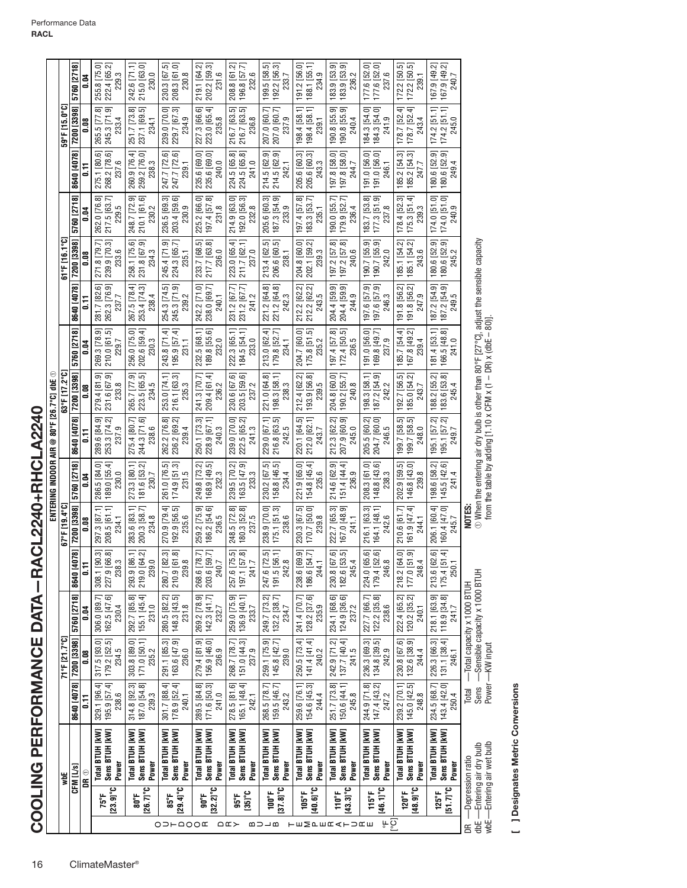# COOLING PERFORMANCE DATA – RACL2240+RHCLA2240

| | wbE | ENTERING INDOOR AIR @ 80°F [26.7°C] dbE ① | | | | | | | | | | | | | | |
|---|---|---|---|---|---|---|---|---|---|---|---|---|---|---|---|---|
| | | 71°F [21.7°C] | | | 67°F [19.4°C] | | | 63°F [17.2°C] | | | 61°F [16.1°C] | | | 59°F [15.0°C] | | |
| | CFM [L/s] | 8640 [4078] | 7200 [3398] | 5760 [2718] | 8640 [4078] | 7200 [3398] | 5760 [2718] | 8640 [4078] | 7200 [3398] | 5760 [2718] | 8640 [4078] | 7200 [3398] | 5760 [2718] | 8640 [4078] | 7200 [3398] | 5760 [2718] |
| | DR ① | 0.11 | 0.08 | 0.04 | 0.11 | 0.08 | 0.04 | 0.11 | 0.08 | 0.04 | 0.11 | 0.08 | 0.04 | 0.11 | 0.08 | 0.04 |
| 75°F [23.9]°C | Total BTUH [kW] | 329.1 [96.4] | 317.5 [93.0] | 306.0 [89.7] | 308.1 [90.3] | 297.3 [87.1] | 286.5 [84.0] | 289.6 [84.9] | 279.4 [81.9] | 269.3 [78.9] | 281.7 [82.6] | 271.8 [79.7] | 262.0 [76.8] | 275.1 [80.6] | 265.5 [77.8] | 255.8 [75.0] |
| | Sens BTUH [kW] | 195.9 [57.4] | 179.2 [52.5] | 162.5 [47.6] | 227.9 [66.8] | 208.5 [61.1] | 189.0 [55.4] | 253.3 [74.2] | 231.6 [67.9] | 210.0 [61.5] | 262.3 [76.9] | 239.9 [70.3] | 217.5 [63.7] | 268.2 [78.6] | 245.3 [71.9] | 222.4 [65.2] |
| | Power | 238.6 | 234.5 | 230.4 | 238.3 | 234.1 | 230.0 | 237.9 | 233.8 | 229.7 | 237.7 | 233.6 | 229.5 | 237.6 | 233.4 | 229.3 |
| 80°F [26.7]°C | Total BTUH [kW] | 314.8 [92.3] | 303.8 [89.0] | 292.7 [85.8] | 293.9 [86.1] | 283.6 [83.1] | 273.3 [80.1] | 275.4 [80.7] | 265.7 [77.9] | 256.0 [75.0] | 267.5 [78.4] | 258.1 [75.6] | 248.7 [72.9] | 260.9 [76.4] | 251.7 [73.8] | 242.6 [71.1] |
| | Sens BTUH [kW] | 187.0 [54.8] | 171.0 [50.1] | 155.1 [45.4] | 219.0 [64.2] | 200.3 [58.7] | 181.6 [53.2] | 244.3 [71.6] | 223.5 [65.5] | 202.6 [59.4] | 253.4 [74.3] | 231.8 [67.9] | 210.1 [61.6] | 259.2 [76.0] | 237.1 [69.5] | 215.0 [63.0] |
| | Power | 239.3 | 235.2 | 231.0 | 239.0 | 234.8 | 230.7 | 238.6 | 234.5 | 230.3 | 238.4 | 234.3 | 230.2 | 238.3 | 234.1 | 230.0 |
| 85°F [29.4]°C | Total BTUH [kW] | 301.7 [88.4] | 291.1 [85.3] | 280.5 [82.2] | 280.7 [82.3] | 270.9 [79.4] | 261.0 [76.5] | 262.2 [76.8] | 253.0 [74.1] | 243.8 [71.4] | 254.3 [74.5] | 245.4 [71.9] | 236.5 [69.3] | 247.7 [72.6] | 239.0 [70.0] | 230.3 [67.5] |
| | Sens BTUH [kW] | 178.9 [52.4] | 163.6 [47.9] | 148.3 [43.5] | 210.9 [61.8] | 192.9 [56.5] | 174.9 [51.3] | 236.2 [69.2] | 216.1 [63.3] | 195.9 [57.4] | 245.3 [71.9] | 224.3 [65.7] | 203.4 [59.6] | 247.7 [72.6] | 229.7 [67.3] | 208.3 [61.0] |
| | Power | 240.1 | 236.0 | 231.8 | 239.8 | 235.6 | 231.5 | 239.4 | 235.3 | 231.1 | 239.2 | 235.1 | 230.9 | 239.1 | 234.9 | 230.8 |
| 90°F [32.2]°C | Total BTUH [kW] | 289.5 [84.8] | 279.4 [81.9] | 269.2 [78.9] | 268.6 [78.7] | 259.2 [75.9] | 249.8 [73.2] | 250.1 [73.3] | 241.3 [70.7] | 232.5 [68.1] | 242.2 [71.0] | 233.7 [68.5] | 225.2 [66.0] | 235.6 [69.0] | 227.3 [66.6] | 219.1 [64.2] |
| | Sens BTUH [kW] | 171.6 [50.3] | 156.9 [46.0] | 142.3 [41.7] | 203.6 [59.7] | 186.2 [54.6] | 168.9 [49.5] | 228.9 [67.1] | 209.4 [61.4] | 189.8 [55.6] | 238.0 [69.7] | 217.7 [63.8] | 197.4 [57.8] | 235.6 [69.0] | 223.0 [65.4] | 202.2 [59.3] |
| | Power | 241.0 | 236.9 | 232.7 | 240.7 | 236.5 | 232.3 | 240.3 | 236.2 | 232.0 | 240.1 | 236.0 | 231.8 | 240.0 | 235.8 | 231.6 |
| 95°F [35]°C | Total BTUH [kW] | 278.5 [81.6] | 268.7 [78.7] | 259.0 [75.9] | 257.6 [75.5] | 248.5 [72.8] | 239.5 [70.2] | 239.0 [70.0] | 230.6 [67.6] | 222.3 [65.1] | 231.2 [67.7] | 223.0 [65.4] | 214.9 [63.0] | 224.5 [65.8] | 216.7 [63.5] | 208.8 [61.2] |
| | Sens BTUH [kW] | 165.1 [48.4] | 151.0 [44.3] | 136.9 [40.1] | 197.1 [57.8] | 180.3 [52.8] | 163.5 [47.9] | 222.5 [65.2] | 203.5 [59.6] | 184.5 [54.1] | 231.2 [67.7] | 211.7 [62.1] | 192.0 [56.3] | 224.5 [65.8] | 216.7 [63.5] | 196.8 [57.7] |
| | Power | 242.1 | 237.9 | 233.7 | 241.7 | 237.5 | 233.3 | 241.3 | 237.2 | 233.0 | 241.2 | 237.0 | 232.8 | 241.0 | 236.8 | 232.6 |
| 100°F [37.8]°C | Total BTUH [kW] | 268.5 [78.7] | 259.1 [75.9] | 249.7 [73.2] | 247.6 [72.5] | 238.9 [70.0] | 230.2 [67.5] | 229.0 [67.1] | 221.0 [64.8] | 213.0 [62.4] | 221.2 [64.8] | 213.4 [62.5] | 205.6 [60.3] | 214.5 [62.9] | 207.0 [60.7] | 199.5 [58.5] |
| | Sens BTUH [kW] | 159.5 [46.7] | 145.8 [42.7] | 132.2 [38.7] | 191.5 [56.1] | 175.1 [51.3] | 158.8 [46.5] | 216.8 [63.5] | 198.3 [58.1] | 179.8 [52.7] | 221.2 [64.8] | 206.6 [60.5] | 187.3 [54.9] | 214.5 [62.9] | 207.0 [60.7] | 192.2 [56.3] |
| | Power | 243.2 | 239.0 | 234.7 | 242.8 | 238.6 | 234.4 | 242.5 | 238.3 | 234.1 | 242.3 | 238.1 | 233.9 | 242.1 | 237.9 | 233.7 |
| 105°F [40.6]°C | Total BTUH [kW] | 259.6 [76.1] | 250.5 [73.4] | 241.4 [70.7] | 238.6 [69.9] | 230.3 [67.5] | 221.9 [65.0] | 220.1 [64.5] | 212.4 [62.2] | 204.7 [60.0] | 212.2 [62.2] | 204.8 [60.0] | 197.4 [57.8] | 205.6 [60.3] | 198.4 [58.1] | 191.2 [56.0] |
| | Sens BTUH [kW] | 154.6 [45.3] | 141.4 [41.4] | 128.2 [37.6] | 186.6 [54.7] | 170.7 [50.0] | 154.8 [45.4] | 212.0 [62.1] | 193.9 [56.8] | 175.8 [51.5] | 212.2 [62.2] | 202.1 [59.2] | 183.3 [53.7] | 205.6 [60.3] | 198.4 [58.1] | 188.1 [55.1] |
| | Power | 244.4 | 240.2 | 235.9 | 244.1 | 239.8 | 235.6 | 243.7 | 239.5 | 235.2 | 243.5 | 239.3 | 235.1 | 243.3 | 239.1 | 234.9 |
| 110°F [43.3]°C | Total BTUH [kW] | 251.7 [73.8] | 242.9 [71.2] | 234.1 [68.6] | 230.8 [67.6] | 222.7 [65.3] | 214.6 [62.9] | 212.3 [62.2] | 204.8 [60.0] | 197.4 [57.8] | 204.4 [59.9] | 197.2 [57.8] | 190.0 [55.7] | 197.8 [58.0] | 190.8 [55.9] | 183.9 [53.9] |
| | Sens BTUH [kW] | 150.6 [44.1] | 137.7 [40.4] | 124.9 [36.6] | 182.6 [53.5] | 167.0 [48.9] | 151.4 [44.4] | 207.9 [60.9] | 190.2 [55.7] | 172.4 [50.5] | 204.4 [59.9] | 197.2 [57.8] | 179.9 [52.7] | 197.8 [58.0] | 190.8 [55.9] | 183.9 [53.9] |
| | Power | 245.8 | 241.5 | 237.2 | 245.4 | 241.1 | 236.9 | 245.0 | 240.8 | 236.5 | 244.9 | 240.6 | 236.4 | 244.7 | 240.4 | 236.2 |
| 115°F [46.1]°C | Total BTUH [kW] | 244.9 [71.8] | 236.3 [69.3] | 227.7 [66.7] | 224.0 [65.6] | 216.1 [63.3] | 208.3 [61.0] | 205.5 [60.2] | 198.3 [58.1] | 191.0 [56.0] | 197.6 [57.9] | 190.7 [55.9] | 183.7 [53.8] | 191.0 [56.0] | 184.3 [54.0] | 177.6 [52.0] |
| | Sens BTUH [kW] | 147.4 [43.2] | 134.8 [39.5] | 122.2 [35.8] | 179.4 [52.6] | 164.1 [48.1] | 148.8 [43.6] | 204.7 [60.0] | 187.2 [54.9] | 169.8 [49.7] | 197.6 [57.9] | 190.7 [55.9] | 177.3 [51.9] | 191.0 [56.0] | 184.3 [54.0] | 177.6 [52.0] |
| | Power | 247.2 | 242.9 | 238.6 | 246.8 | 242.6 | 238.3 | 246.5 | 242.2 | 237.9 | 246.3 | 242.0 | 237.8 | 246.1 | 241.9 | 237.6 |
| 120°F [48.9]°C | Total BTUH [kW] | 239.2 [70.1] | 230.8 [67.6] | 222.4 [65.2] | 218.2 [64.0] | 210.6 [61.7] | 202.9 [59.5] | 199.7 [58.5] | 192.7 [56.5] | 185.7 [54.4] | 191.8 [56.2] | 185.1 [54.2] | 178.4 [52.3] | 185.2 [54.3] | 178.7 [52.4] | 172.2 [50.5] |
| | Sens BTUH [kW] | 145.0 [42.5] | 132.6 [38.9] | 120.2 [35.2] | 177.0 [51.9] | 161.9 [47.4] | 146.8 [43.0] | 199.7 [58.5] | 185.0 [54.2] | 167.8 [49.2] | 191.8 [56.2] | 185.1 [54.2] | 175.3 [51.4] | 185.2 [54.3] | 178.7 [52.4] | 172.2 [50.5] |
| | Power | 248.8 | 244.4 | 240.1 | 248.4 | 244.1 | 239.8 | 248.0 | 243.7 | 239.4 | 247.9 | 243.6 | 239.3 | 247.7 | 243.4 | 239.1 |
| 125°F [51.7]°C | Total BTUH [kW] | 234.5 [68.7] | 226.3 [66.3] | 218.1 [63.9] | 213.6 [62.6] | 206.1 [60.4] | 198.6 [58.2] | 195.1 [57.2] | 188.2 [55.2] | 181.4 [53.1] | 187.2 [54.9] | 180.6 [52.9] | 174.0 [51.0] | 180.6 [52.9] | 174.2 [51.1] | 167.9 [49.2] |
| | Sens BTUH [kW] | 143.4 [42.0] | 131.1 [38.4] | 118.9 [34.8] | 175.4 [51.4] | 160.4 [47.0] | 145.5 [42.6] | 195.1 [57.2] | 183.6 [53.8] | 166.5 [48.8] | 187.2 [54.9] | 180.6 [52.9] | 174.0 [51.0] | 180.6 [52.9] | 174.2 [51.1] | 167.9 [49.2] |
| | Power | 250.4 | 246.1 | 241.7 | 250.1 | 245.7 | 241.4 | 249.7 | 245.4 | 241.0 | 249.5 | 245.2 | 240.9 | 249.4 | 245.0 | 240.7 |

OUTDOOR DRY BULB TEMPERATURE °F [°C]

DR —Depression ratio
dbE —Entering air dry bulb
wbE —Entering air wet bulb

Total —Total capacity x 1000 BTUH
Sens —Sensible capacity x 1000 BTUH
Power —KW input

**NOTES:**
① When the entering air dry bulb is other than 80°F [27°C], adjust the sensible capacity from the table by adding [1.10 x CFM x (1 – DR) x (dbE – 80)].

**[ ] Designates Metric Conversions**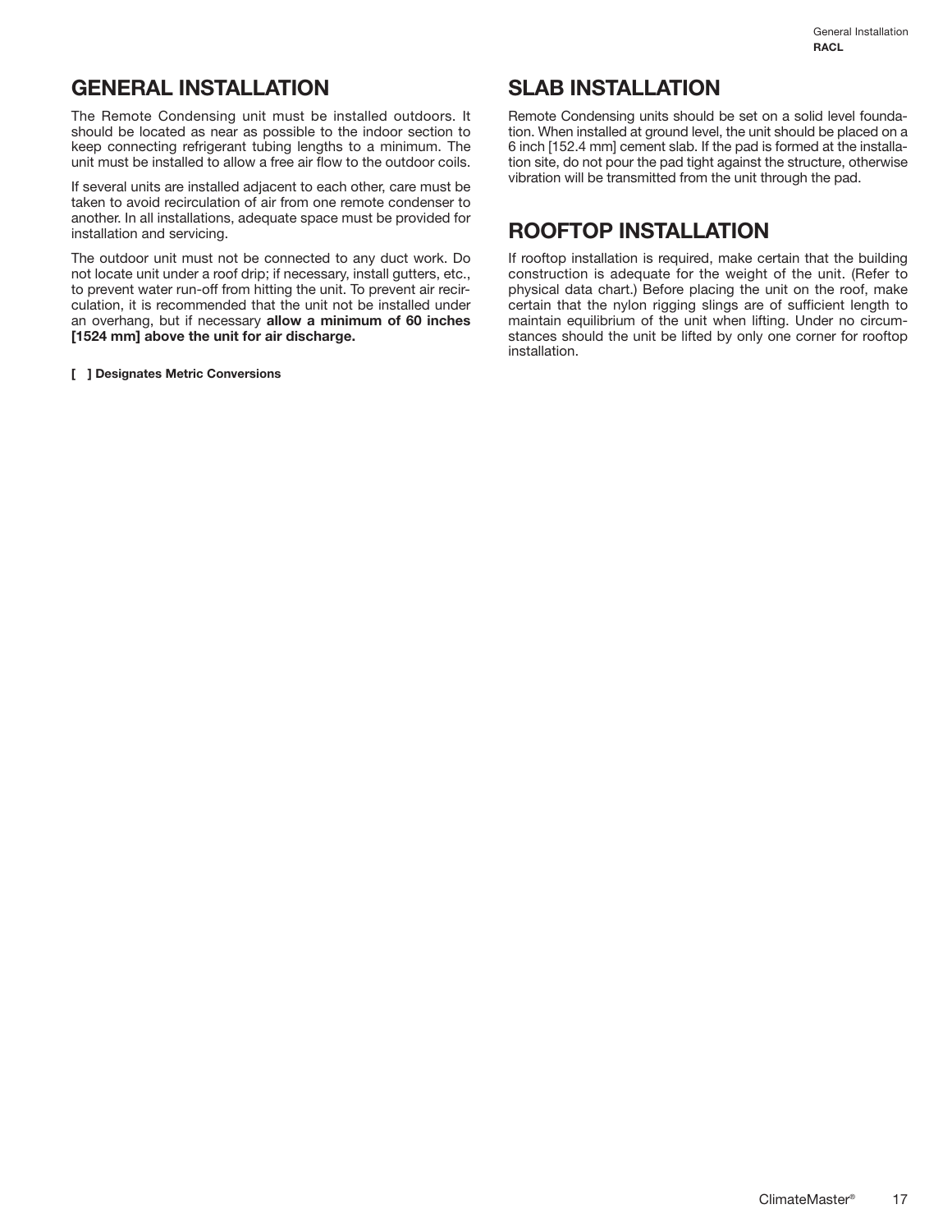## GENERAL INSTALLATION

The Remote Condensing unit must be installed outdoors. It should be located as near as possible to the indoor section to keep connecting refrigerant tubing lengths to a minimum. The unit must be installed to allow a free air flow to the outdoor coils.

If several units are installed adjacent to each other, care must be taken to avoid recirculation of air from one remote condenser to another. In all installations, adequate space must be provided for installation and servicing.

The outdoor unit must not be connected to any duct work. Do not locate unit under a roof drip; if necessary, install gutters, etc., to prevent water run-off from hitting the unit. To prevent air recirculation, it is recommended that the unit not be installed under an overhang, but if necessary **allow a minimum of 60 inches [1524 mm] above the unit for air discharge.**

**[ ] Designates Metric Conversions**

## SLAB INSTALLATION

Remote Condensing units should be set on a solid level foundation. When installed at ground level, the unit should be placed on a 6 inch [152.4 mm] cement slab. If the pad is formed at the installation site, do not pour the pad tight against the structure, otherwise vibration will be transmitted from the unit through the pad.

## ROOFTOP INSTALLATION

If rooftop installation is required, make certain that the building construction is adequate for the weight of the unit. (Refer to physical data chart.) Before placing the unit on the roof, make certain that the nylon rigging slings are of sufficient length to maintain equilibrium of the unit when lifting. Under no circumstances should the unit be lifted by only one corner for rooftop installation.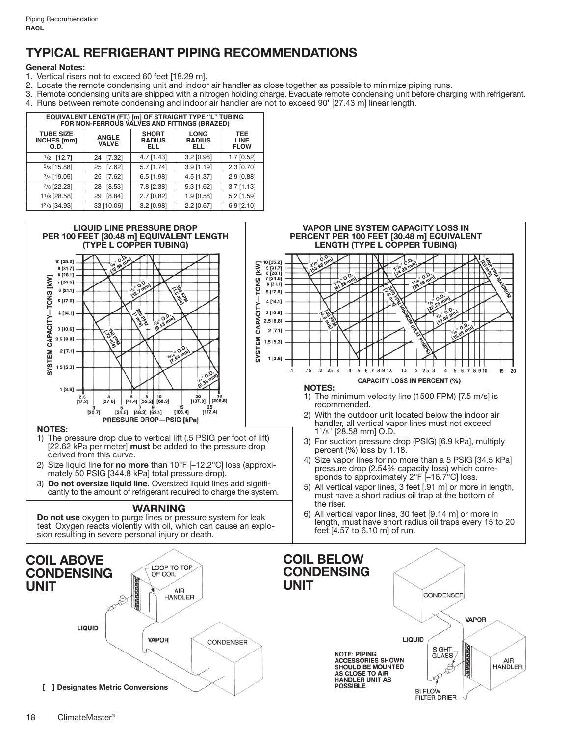# TYPICAL REFRIGERANT PIPING RECOMMENDATIONS

**General Notes:**

1. Vertical risers not to exceed 60 feet [18.29 m].
2. Locate the remote condensing unit and indoor air handler as close together as possible to minimize piping runs.
3. Remote condensing units are shipped with a nitrogen holding charge. Evacuate remote condensing unit before charging with refrigerant.
4. Runs between remote condensing and indoor air handler are not to exceed 90' [27.43 m] linear length.

| EQUIVALENT LENGTH (FT.) [m] OF STRAIGHT TYPE "L" TUBING FOR NON-FERROUS VALVES AND FITTINGS (BRAZED) | | | | |
|---|---|---|---|---|
| TUBE SIZE INCHES [mm] O.D. | ANGLE VALVE | SHORT RADIUS ELL | LONG RADIUS ELL | TEE LINE FLOW |
| 1/2 [12.7] | 24 [7.32] | 4.7 [1.43] | 3.2 [0.98] | 1.7 [0.52] |
| 5/8 [15.88] | 25 [7.62] | 5.7 [1.74] | 3.9 [1.19] | 2.3 [0.70] |
| 3/4 [19.05] | 25 [7.62] | 6.5 [1.98] | 4.5 [1.37] | 2.9 [0.88] |
| 7/8 [22.23] | 28 [8.53] | 7.8 [2.38] | 5.3 [1.62] | 3.7 [1.13] |
| 1 1/8 [28.58] | 29 [8.84] | 2.7 [0.82] | 1.9 [0.58] | 5.2 [1.59] |
| 1 3/8 [34.93] | 33 [10.06] | 3.2 [0.98] | 2.2 [0.67] | 6.9 [2.10] |

**LIQUID LINE PRESSURE DROP PER 100 FEET [30.48 m] EQUIVALENT LENGTH (TYPE L COPPER TUBING)**

**NOTES:**

1) The pressure drop due to vertical lift (.5 PSIG per foot of lift) [22.62 kPa per meter] **must** be added to the pressure drop derived from this curve.
2) Size liquid line for **no more** than 10°F [–12.2°C] loss (approximately 50 PSIG [344.8 kPa] total pressure drop).
3) **Do not oversize liquid line.** Oversized liquid lines add significantly to the amount of refrigerant required to charge the system.

## WARNING

**Do not use** oxygen to purge lines or pressure system for leak test. Oxygen reacts violently with oil, which can cause an explosion resulting in severe personal injury or death.

**VAPOR LINE SYSTEM CAPACITY LOSS IN PERCENT PER 100 FEET [30.48 m] EQUIVALENT LENGTH (TYPE L COPPER TUBING)**

**NOTES:**

1) The minimum velocity line (1500 FPM) [7.5 m/s] is recommended.
2) With the outdoor unit located below the indoor air handler, all vertical vapor lines must not exceed 1 1/8" [28.58 mm] O.D.
3) For suction pressure drop (PSIG) [6.9 kPa], multiply percent (%) loss by 1.18.
4) Size vapor lines for no more than a 5 PSIG [34.5 kPa] pressure drop (2.54% capacity loss) which corresponds to approximately 2°F [–16.7°C] loss.
5) All vertical vapor lines, 3 feet [.91 m] or more in length, must have a short radius oil trap at the bottom of the riser.
6) All vertical vapor lines, 30 feet [9.14 m] or more in length, must have short radius oil traps every 15 to 20 feet [4.57 to 6.10 m] of run.

## COIL ABOVE CONDENSING UNIT

## COIL BELOW CONDENSING UNIT

NOTE: PIPING ACCESSORIES SHOWN SHOULD BE MOUNTED AS CLOSE TO AIR HANDLER UNIT AS POSSIBLE

**[ ] Designates Metric Conversions**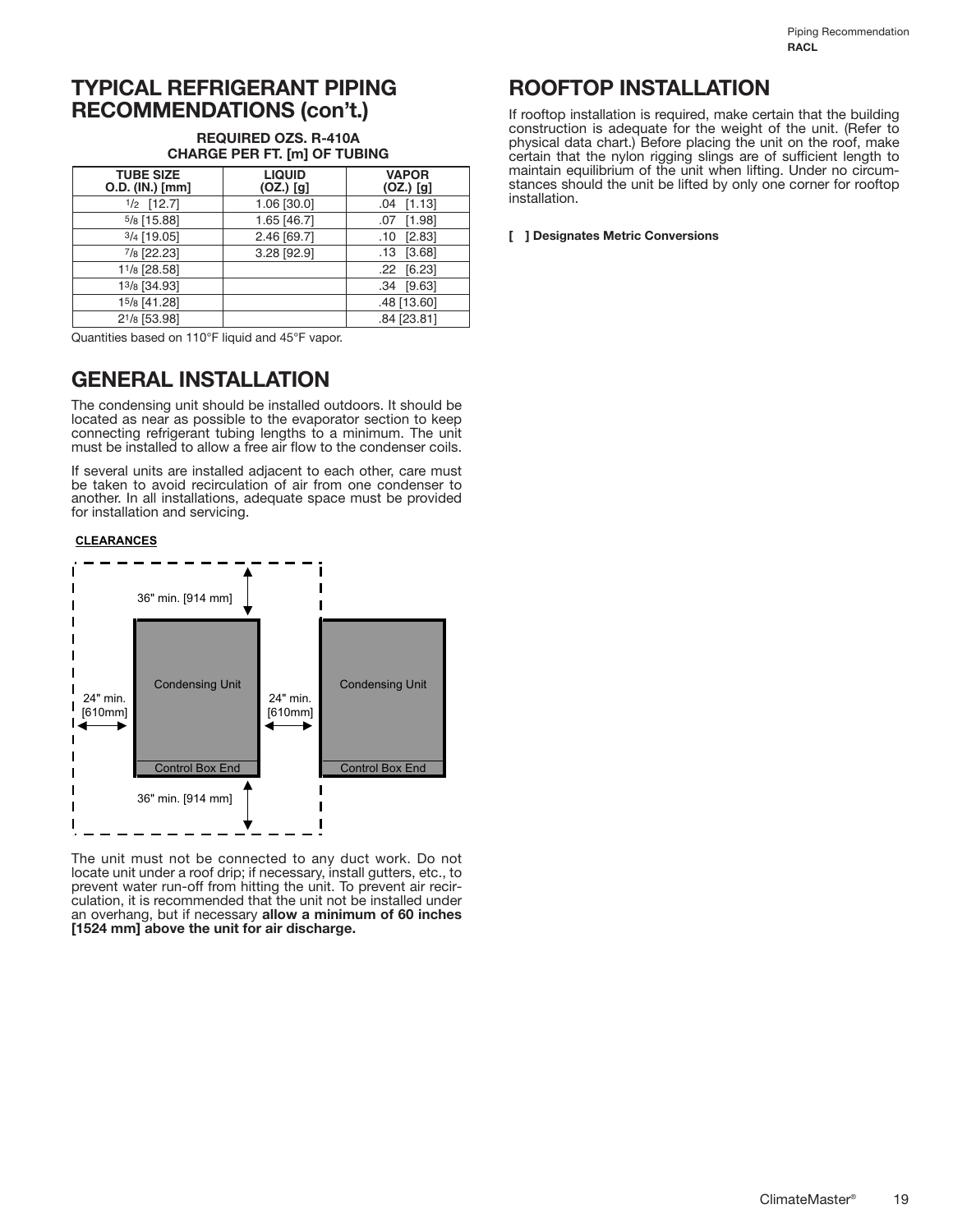## TYPICAL REFRIGERANT PIPING RECOMMENDATIONS (con't.)

**REQUIRED OZS. R-410A CHARGE PER FT. [m] OF TUBING**

| TUBE SIZE O.D. (IN.) [mm] | LIQUID (OZ.) [g] | VAPOR (OZ.) [g] |
|---|---|---|
| 1/2 [12.7] | 1.06 [30.0] | .04 [1.13] |
| 5/8 [15.88] | 1.65 [46.7] | .07 [1.98] |
| 3/4 [19.05] | 2.46 [69.7] | .10 [2.83] |
| 7/8 [22.23] | 3.28 [92.9] | .13 [3.68] |
| 1 1/8 [28.58] | | .22 [6.23] |
| 1 3/8 [34.93] | | .34 [9.63] |
| 1 5/8 [41.28] | | .48 [13.60] |
| 2 1/8 [53.98] | | .84 [23.81] |

Quantities based on 110°F liquid and 45°F vapor.

## GENERAL INSTALLATION

The condensing unit should be installed outdoors. It should be located as near as possible to the evaporator section to keep connecting refrigerant tubing lengths to a minimum. The unit must be installed to allow a free air flow to the condenser coils.

If several units are installed adjacent to each other, care must be taken to avoid recirculation of air from one condenser to another. In all installations, adequate space must be provided for installation and servicing.

**CLEARANCES**

36" min. [914 mm]

24" min. [610mm]

Condensing Unit

Control Box End

24" min. [610mm]

Condensing Unit

Control Box End

36" min. [914 mm]

The unit must not be connected to any duct work. Do not locate unit under a roof drip; if necessary, install gutters, etc., to prevent water run-off from hitting the unit. To prevent air recirculation, it is recommended that the unit not be installed under an overhang, but if necessary **allow a minimum of 60 inches [1524 mm] above the unit for air discharge.**

## ROOFTOP INSTALLATION

If rooftop installation is required, make certain that the building construction is adequate for the weight of the unit. (Refer to physical data chart.) Before placing the unit on the roof, make certain that the nylon rigging slings are of sufficient length to maintain equilibrium of the unit when lifting. Under no circumstances should the unit be lifted by only one corner for rooftop installation.

**[ ] Designates Metric Conversions**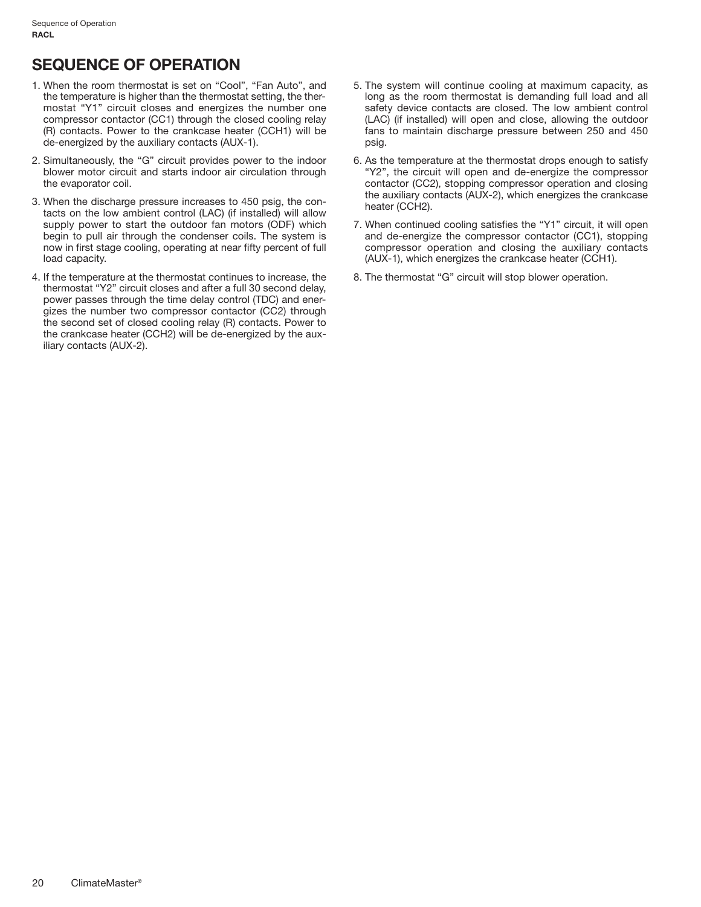# SEQUENCE OF OPERATION

1. When the room thermostat is set on "Cool", "Fan Auto", and the temperature is higher than the thermostat setting, the thermostat "Y1" circuit closes and energizes the number one compressor contactor (CC1) through the closed cooling relay (R) contacts. Power to the crankcase heater (CCH1) will be de-energized by the auxiliary contacts (AUX-1).
2. Simultaneously, the "G" circuit provides power to the indoor blower motor circuit and starts indoor air circulation through the evaporator coil.
3. When the discharge pressure increases to 450 psig, the contacts on the low ambient control (LAC) (if installed) will allow supply power to start the outdoor fan motors (ODF) which begin to pull air through the condenser coils. The system is now in first stage cooling, operating at near fifty percent of full load capacity.
4. If the temperature at the thermostat continues to increase, the thermostat "Y2" circuit closes and after a full 30 second delay, power passes through the time delay control (TDC) and energizes the number two compressor contactor (CC2) through the second set of closed cooling relay (R) contacts. Power to the crankcase heater (CCH2) will be de-energized by the auxiliary contacts (AUX-2).
5. The system will continue cooling at maximum capacity, as long as the room thermostat is demanding full load and all safety device contacts are closed. The low ambient control (LAC) (if installed) will open and close, allowing the outdoor fans to maintain discharge pressure between 250 and 450 psig.
6. As the temperature at the thermostat drops enough to satisfy "Y2", the circuit will open and de-energize the compressor contactor (CC2), stopping compressor operation and closing the auxiliary contacts (AUX-2), which energizes the crankcase heater (CCH2).
7. When continued cooling satisfies the "Y1" circuit, it will open and de-energize the compressor contactor (CC1), stopping compressor operation and closing the auxiliary contacts (AUX-1), which energizes the crankcase heater (CCH1).
8. The thermostat "G" circuit will stop blower operation.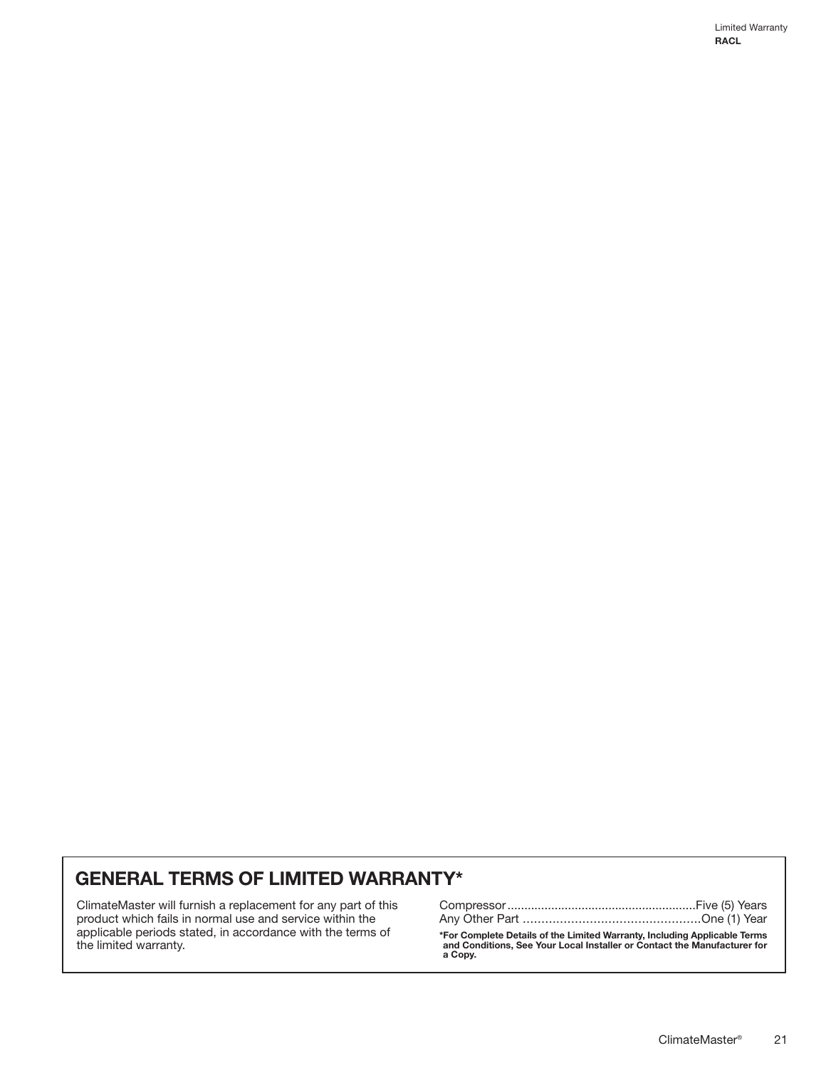## GENERAL TERMS OF LIMITED WARRANTY*

ClimateMaster will furnish a replacement for any part of this product which fails in normal use and service within the applicable periods stated, in accordance with the terms of the limited warranty.

Compressor ........................................................Five (5) Years
Any Other Part ..................................................One (1) Year

**\*For Complete Details of the Limited Warranty, Including Applicable Terms and Conditions, See Your Local Installer or Contact the Manufacturer for a Copy.**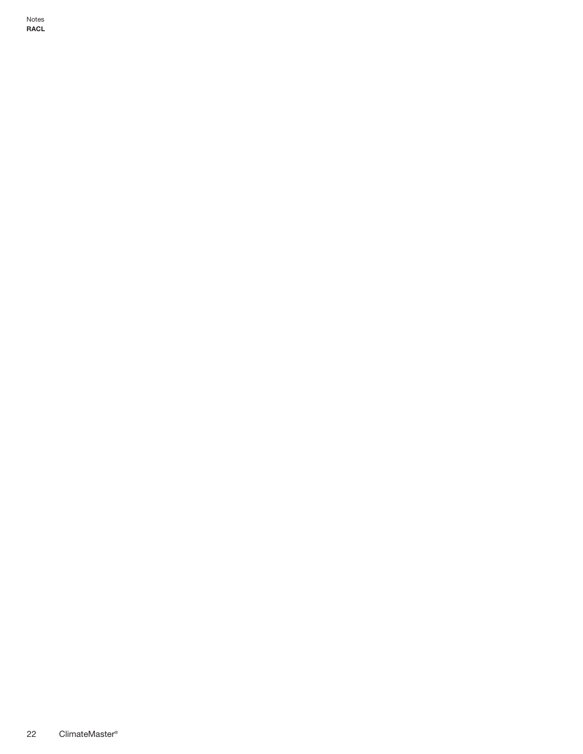# Notes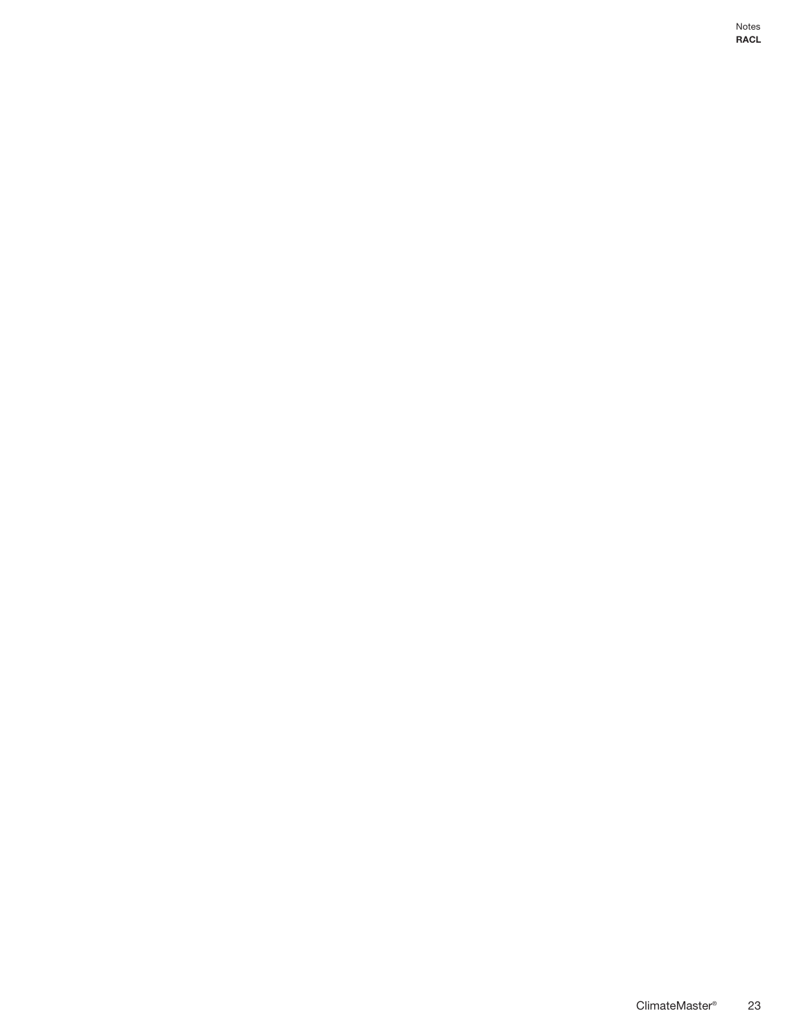# Notes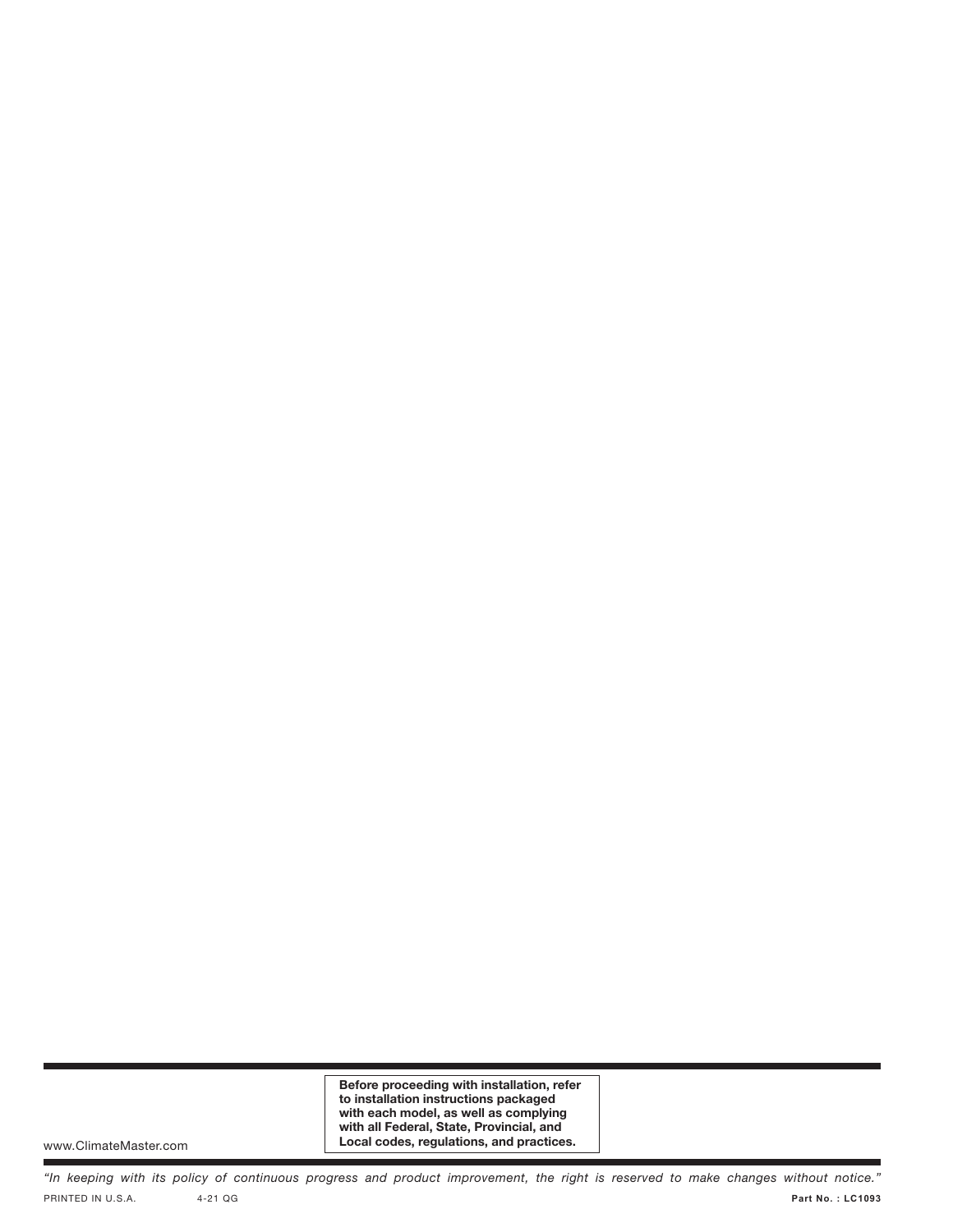www.ClimateMaster.com

**Before proceeding with installation, refer to installation instructions packaged with each model, as well as complying with all Federal, State, Provincial, and Local codes, regulations, and practices.**

*"In keeping with its policy of continuous progress and product improvement, the right is reserved to make changes without notice."*

PRINTED IN U.S.A. 4-21 QG

**Part No. : LC1093**